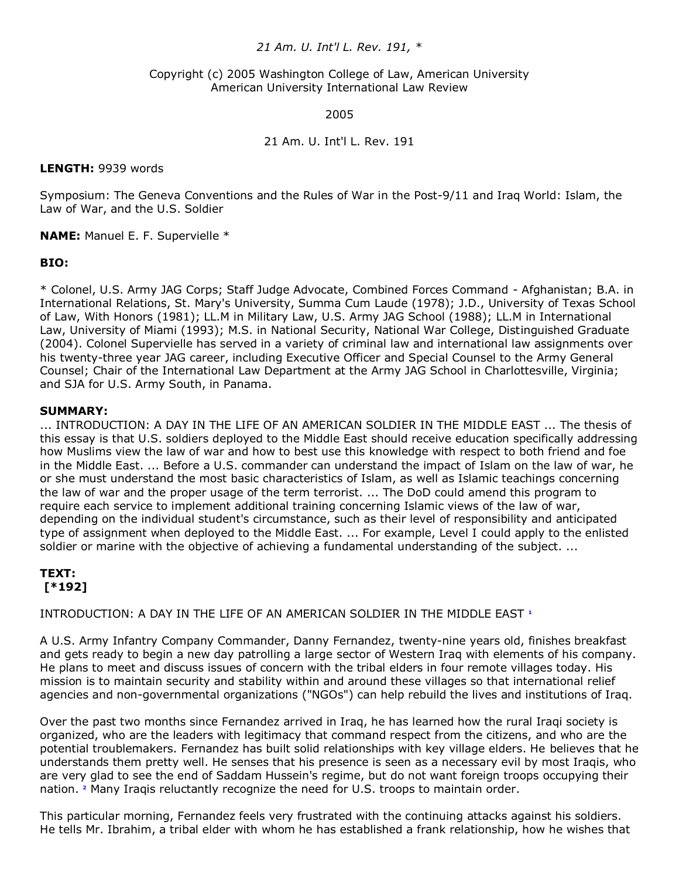*21 Am. U. Int'l L. Rev. 191, **

Copyright (c) 2005 Washington College of Law, American University
American University International Law Review

2005

21 Am. U. Int'l L. Rev. 191

**LENGTH:** 9939 words

Symposium: The Geneva Conventions and the Rules of War in the Post-9/11 and Iraq World: Islam, the Law of War, and the U.S. Soldier

**NAME:** Manuel E. F. Supervielle *

**BIO:**

* Colonel, U.S. Army JAG Corps; Staff Judge Advocate, Combined Forces Command - Afghanistan; B.A. in International Relations, St. Mary's University, Summa Cum Laude (1978); J.D., University of Texas School of Law, With Honors (1981); LL.M in Military Law, U.S. Army JAG School (1988); LL.M in International Law, University of Miami (1993); M.S. in National Security, National War College, Distinguished Graduate (2004). Colonel Supervielle has served in a variety of criminal law and international law assignments over his twenty-three year JAG career, including Executive Officer and Special Counsel to the Army General Counsel; Chair of the International Law Department at the Army JAG School in Charlottesville, Virginia; and SJA for U.S. Army South, in Panama.

**SUMMARY:**
... INTRODUCTION: A DAY IN THE LIFE OF AN AMERICAN SOLDIER IN THE MIDDLE EAST ... The thesis of this essay is that U.S. soldiers deployed to the Middle East should receive education specifically addressing how Muslims view the law of war and how to best use this knowledge with respect to both friend and foe in the Middle East. ... Before a U.S. commander can understand the impact of Islam on the law of war, he or she must understand the most basic characteristics of Islam, as well as Islamic teachings concerning the law of war and the proper usage of the term terrorist. ... The DoD could amend this program to require each service to implement additional training concerning Islamic views of the law of war, depending on the individual student's circumstance, such as their level of responsibility and anticipated type of assignment when deployed to the Middle East. ... For example, Level I could apply to the enlisted soldier or marine with the objective of achieving a fundamental understanding of the subject. ...

**TEXT:**
**[*192]**

INTRODUCTION: A DAY IN THE LIFE OF AN AMERICAN SOLDIER IN THE MIDDLE EAST [1]

A U.S. Army Infantry Company Commander, Danny Fernandez, twenty-nine years old, finishes breakfast and gets ready to begin a new day patrolling a large sector of Western Iraq with elements of his company. He plans to meet and discuss issues of concern with the tribal elders in four remote villages today. His mission is to maintain security and stability within and around these villages so that international relief agencies and non-governmental organizations ("NGOs") can help rebuild the lives and institutions of Iraq.

Over the past two months since Fernandez arrived in Iraq, he has learned how the rural Iraqi society is organized, who are the leaders with legitimacy that command respect from the citizens, and who are the potential troublemakers. Fernandez has built solid relationships with key village elders. He believes that he understands them pretty well. He senses that his presence is seen as a necessary evil by most Iraqis, who are very glad to see the end of Saddam Hussein's regime, but do not want foreign troops occupying their nation. [2] Many Iraqis reluctantly recognize the need for U.S. troops to maintain order.

This particular morning, Fernandez feels very frustrated with the continuing attacks against his soldiers. He tells Mr. Ibrahim, a tribal elder with whom he has established a frank relationship, how he wishes that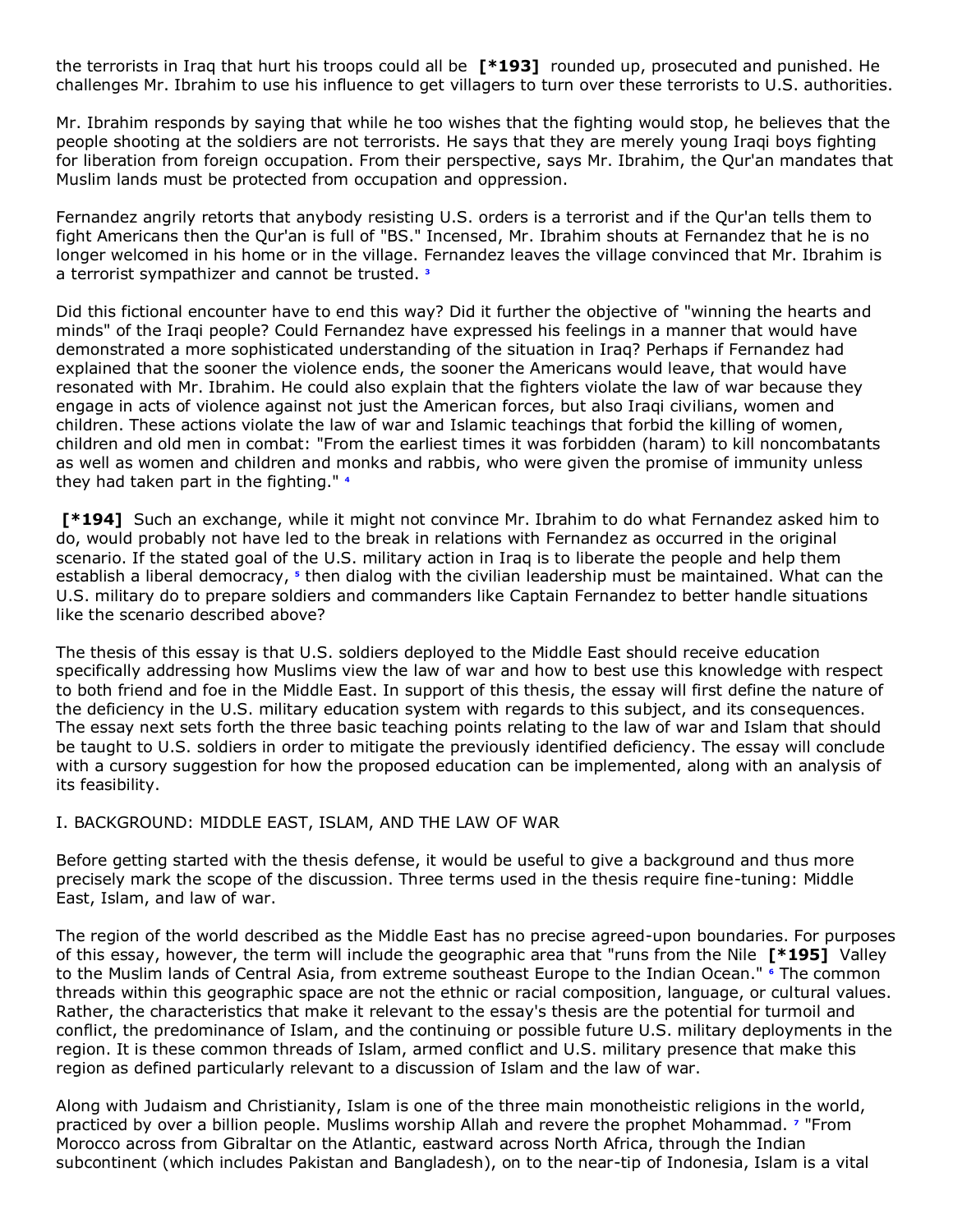the terrorists in Iraq that hurt his troops could all be **[*193]** rounded up, prosecuted and punished. He challenges Mr. Ibrahim to use his influence to get villagers to turn over these terrorists to U.S. authorities.

Mr. Ibrahim responds by saying that while he too wishes that the fighting would stop, he believes that the people shooting at the soldiers are not terrorists. He says that they are merely young Iraqi boys fighting for liberation from foreign occupation. From their perspective, says Mr. Ibrahim, the Qur'an mandates that Muslim lands must be protected from occupation and oppression.

Fernandez angrily retorts that anybody resisting U.S. orders is a terrorist and if the Qur'an tells them to fight Americans then the Qur'an is full of "BS." Incensed, Mr. Ibrahim shouts at Fernandez that he is no longer welcomed in his home or in the village. Fernandez leaves the village convinced that Mr. Ibrahim is a terrorist sympathizer and cannot be trusted. [3]

Did this fictional encounter have to end this way? Did it further the objective of "winning the hearts and minds" of the Iraqi people? Could Fernandez have expressed his feelings in a manner that would have demonstrated a more sophisticated understanding of the situation in Iraq? Perhaps if Fernandez had explained that the sooner the violence ends, the sooner the Americans would leave, that would have resonated with Mr. Ibrahim. He could also explain that the fighters violate the law of war because they engage in acts of violence against not just the American forces, but also Iraqi civilians, women and children. These actions violate the law of war and Islamic teachings that forbid the killing of women, children and old men in combat: "From the earliest times it was forbidden (haram) to kill noncombatants as well as women and children and monks and rabbis, who were given the promise of immunity unless they had taken part in the fighting." [4]

**[*194]** Such an exchange, while it might not convince Mr. Ibrahim to do what Fernandez asked him to do, would probably not have led to the break in relations with Fernandez as occurred in the original scenario. If the stated goal of the U.S. military action in Iraq is to liberate the people and help them establish a liberal democracy, [5] then dialog with the civilian leadership must be maintained. What can the U.S. military do to prepare soldiers and commanders like Captain Fernandez to better handle situations like the scenario described above?

The thesis of this essay is that U.S. soldiers deployed to the Middle East should receive education specifically addressing how Muslims view the law of war and how to best use this knowledge with respect to both friend and foe in the Middle East. In support of this thesis, the essay will first define the nature of the deficiency in the U.S. military education system with regards to this subject, and its consequences. The essay next sets forth the three basic teaching points relating to the law of war and Islam that should be taught to U.S. soldiers in order to mitigate the previously identified deficiency. The essay will conclude with a cursory suggestion for how the proposed education can be implemented, along with an analysis of its feasibility.

## I. BACKGROUND: MIDDLE EAST, ISLAM, AND THE LAW OF WAR

Before getting started with the thesis defense, it would be useful to give a background and thus more precisely mark the scope of the discussion. Three terms used in the thesis require fine-tuning: Middle East, Islam, and law of war.

The region of the world described as the Middle East has no precise agreed-upon boundaries. For purposes of this essay, however, the term will include the geographic area that "runs from the Nile **[*195]** Valley to the Muslim lands of Central Asia, from extreme southeast Europe to the Indian Ocean." [6] The common threads within this geographic space are not the ethnic or racial composition, language, or cultural values. Rather, the characteristics that make it relevant to the essay's thesis are the potential for turmoil and conflict, the predominance of Islam, and the continuing or possible future U.S. military deployments in the region. It is these common threads of Islam, armed conflict and U.S. military presence that make this region as defined particularly relevant to a discussion of Islam and the law of war.

Along with Judaism and Christianity, Islam is one of the three main monotheistic religions in the world, practiced by over a billion people. Muslims worship Allah and revere the prophet Mohammad. [7] "From Morocco across from Gibraltar on the Atlantic, eastward across North Africa, through the Indian subcontinent (which includes Pakistan and Bangladesh), on to the near-tip of Indonesia, Islam is a vital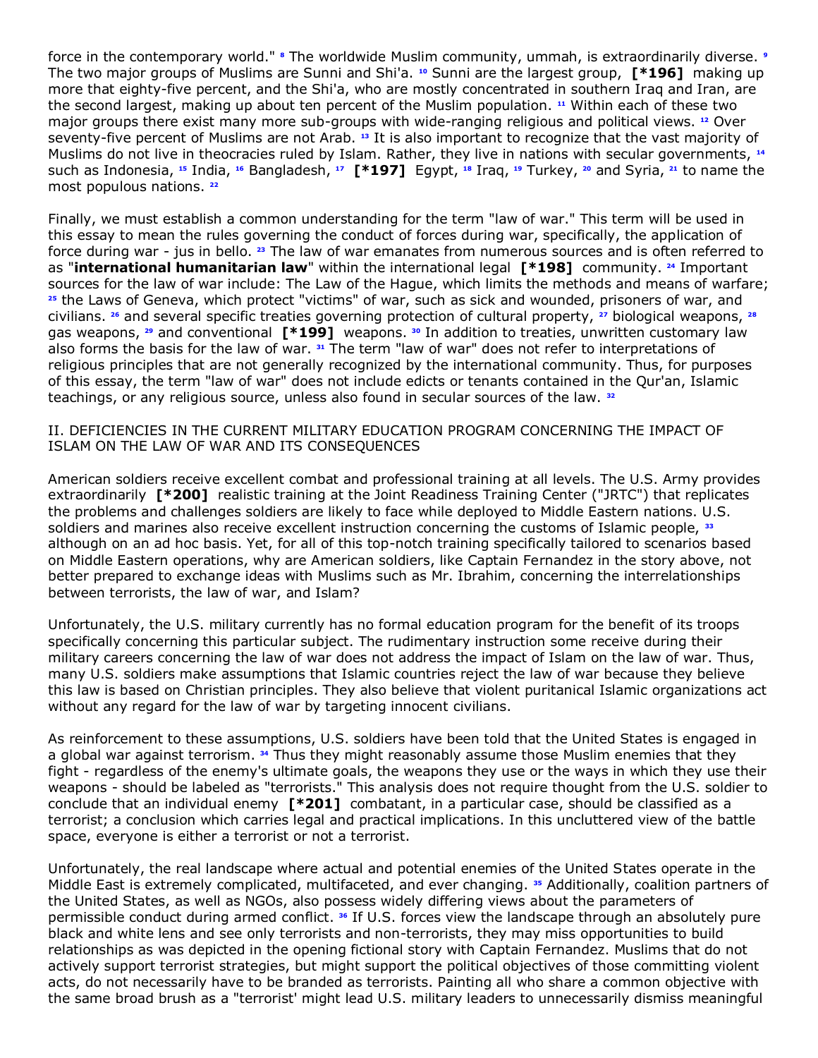force in the contemporary world." [8] The worldwide Muslim community, ummah, is extraordinarily diverse. [9] The two major groups of Muslims are Sunni and Shi'a. [10] Sunni are the largest group, **[*196]** making up more that eighty-five percent, and the Shi'a, who are mostly concentrated in southern Iraq and Iran, are the second largest, making up about ten percent of the Muslim population. [11] Within each of these two major groups there exist many more sub-groups with wide-ranging religious and political views. [12] Over seventy-five percent of Muslims are not Arab. [13] It is also important to recognize that the vast majority of Muslims do not live in theocracies ruled by Islam. Rather, they live in nations with secular governments, [14] such as Indonesia, [15] India, [16] Bangladesh, [17] **[*197]** Egypt, [18] Iraq, [19] Turkey, [20] and Syria, [21] to name the most populous nations. [22]

Finally, we must establish a common understanding for the term "law of war." This term will be used in this essay to mean the rules governing the conduct of forces during war, specifically, the application of force during war - jus in bello. [23] The law of war emanates from numerous sources and is often referred to as "**international humanitarian law**" within the international legal **[*198]** community. [24] Important sources for the law of war include: The Law of the Hague, which limits the methods and means of warfare; [25] the Laws of Geneva, which protect "victims" of war, such as sick and wounded, prisoners of war, and civilians. [26] and several specific treaties governing protection of cultural property, [27] biological weapons, [28] gas weapons, [29] and conventional **[*199]** weapons. [30] In addition to treaties, unwritten customary law also forms the basis for the law of war. [31] The term "law of war" does not refer to interpretations of religious principles that are not generally recognized by the international community. Thus, for purposes of this essay, the term "law of war" does not include edicts or tenants contained in the Qur'an, Islamic teachings, or any religious source, unless also found in secular sources of the law. [32]

II. DEFICIENCIES IN THE CURRENT MILITARY EDUCATION PROGRAM CONCERNING THE IMPACT OF ISLAM ON THE LAW OF WAR AND ITS CONSEQUENCES

American soldiers receive excellent combat and professional training at all levels. The U.S. Army provides extraordinarily **[*200]** realistic training at the Joint Readiness Training Center ("JRTC") that replicates the problems and challenges soldiers are likely to face while deployed to Middle Eastern nations. U.S. soldiers and marines also receive excellent instruction concerning the customs of Islamic people, [33] although on an ad hoc basis. Yet, for all of this top-notch training specifically tailored to scenarios based on Middle Eastern operations, why are American soldiers, like Captain Fernandez in the story above, not better prepared to exchange ideas with Muslims such as Mr. Ibrahim, concerning the interrelationships between terrorists, the law of war, and Islam?

Unfortunately, the U.S. military currently has no formal education program for the benefit of its troops specifically concerning this particular subject. The rudimentary instruction some receive during their military careers concerning the law of war does not address the impact of Islam on the law of war. Thus, many U.S. soldiers make assumptions that Islamic countries reject the law of war because they believe this law is based on Christian principles. They also believe that violent puritanical Islamic organizations act without any regard for the law of war by targeting innocent civilians.

As reinforcement to these assumptions, U.S. soldiers have been told that the United States is engaged in a global war against terrorism. [34] Thus they might reasonably assume those Muslim enemies that they fight - regardless of the enemy's ultimate goals, the weapons they use or the ways in which they use their weapons - should be labeled as "terrorists." This analysis does not require thought from the U.S. soldier to conclude that an individual enemy **[*201]** combatant, in a particular case, should be classified as a terrorist; a conclusion which carries legal and practical implications. In this uncluttered view of the battle space, everyone is either a terrorist or not a terrorist.

Unfortunately, the real landscape where actual and potential enemies of the United States operate in the Middle East is extremely complicated, multifaceted, and ever changing. [35] Additionally, coalition partners of the United States, as well as NGOs, also possess widely differing views about the parameters of permissible conduct during armed conflict. [36] If U.S. forces view the landscape through an absolutely pure black and white lens and see only terrorists and non-terrorists, they may miss opportunities to build relationships as was depicted in the opening fictional story with Captain Fernandez. Muslims that do not actively support terrorist strategies, but might support the political objectives of those committing violent acts, do not necessarily have to be branded as terrorists. Painting all who share a common objective with the same broad brush as a "terrorist' might lead U.S. military leaders to unnecessarily dismiss meaningful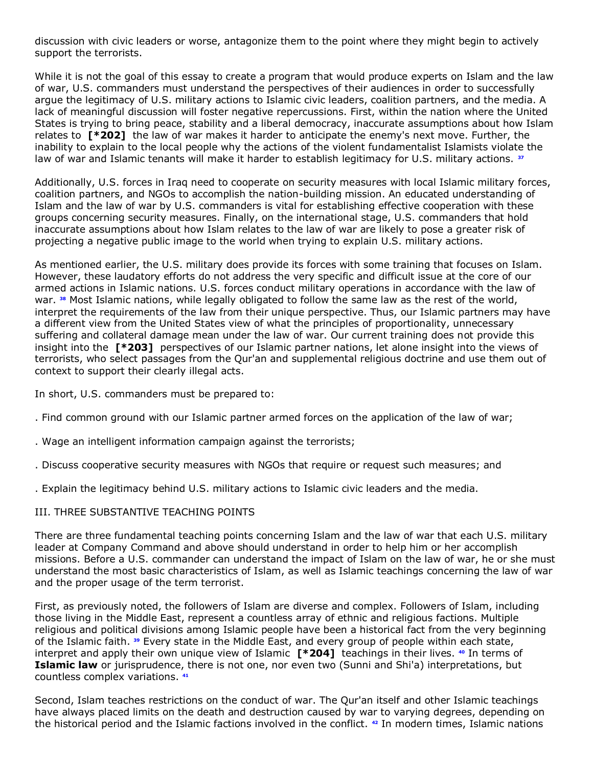discussion with civic leaders or worse, antagonize them to the point where they might begin to actively support the terrorists.

While it is not the goal of this essay to create a program that would produce experts on Islam and the law of war, U.S. commanders must understand the perspectives of their audiences in order to successfully argue the legitimacy of U.S. military actions to Islamic civic leaders, coalition partners, and the media. A lack of meaningful discussion will foster negative repercussions. First, within the nation where the United States is trying to bring peace, stability and a liberal democracy, inaccurate assumptions about how Islam relates to **[*202]** the law of war makes it harder to anticipate the enemy's next move. Further, the inability to explain to the local people why the actions of the violent fundamentalist Islamists violate the law of war and Islamic tenants will make it harder to establish legitimacy for U.S. military actions. [37]

Additionally, U.S. forces in Iraq need to cooperate on security measures with local Islamic military forces, coalition partners, and NGOs to accomplish the nation-building mission. An educated understanding of Islam and the law of war by U.S. commanders is vital for establishing effective cooperation with these groups concerning security measures. Finally, on the international stage, U.S. commanders that hold inaccurate assumptions about how Islam relates to the law of war are likely to pose a greater risk of projecting a negative public image to the world when trying to explain U.S. military actions.

As mentioned earlier, the U.S. military does provide its forces with some training that focuses on Islam. However, these laudatory efforts do not address the very specific and difficult issue at the core of our armed actions in Islamic nations. U.S. forces conduct military operations in accordance with the law of war. [38] Most Islamic nations, while legally obligated to follow the same law as the rest of the world, interpret the requirements of the law from their unique perspective. Thus, our Islamic partners may have a different view from the United States view of what the principles of proportionality, unnecessary suffering and collateral damage mean under the law of war. Our current training does not provide this insight into the **[*203]** perspectives of our Islamic partner nations, let alone insight into the views of terrorists, who select passages from the Qur'an and supplemental religious doctrine and use them out of context to support their clearly illegal acts.

In short, U.S. commanders must be prepared to:

. Find common ground with our Islamic partner armed forces on the application of the law of war;

. Wage an intelligent information campaign against the terrorists;

. Discuss cooperative security measures with NGOs that require or request such measures; and

. Explain the legitimacy behind U.S. military actions to Islamic civic leaders and the media.

## III. THREE SUBSTANTIVE TEACHING POINTS

There are three fundamental teaching points concerning Islam and the law of war that each U.S. military leader at Company Command and above should understand in order to help him or her accomplish missions. Before a U.S. commander can understand the impact of Islam on the law of war, he or she must understand the most basic characteristics of Islam, as well as Islamic teachings concerning the law of war and the proper usage of the term terrorist.

First, as previously noted, the followers of Islam are diverse and complex. Followers of Islam, including those living in the Middle East, represent a countless array of ethnic and religious factions. Multiple religious and political divisions among Islamic people have been a historical fact from the very beginning of the Islamic faith. [39] Every state in the Middle East, and every group of people within each state, interpret and apply their own unique view of Islamic **[*204]** teachings in their lives. [40] In terms of **Islamic law** or jurisprudence, there is not one, nor even two (Sunni and Shi'a) interpretations, but countless complex variations. [41]

Second, Islam teaches restrictions on the conduct of war. The Qur'an itself and other Islamic teachings have always placed limits on the death and destruction caused by war to varying degrees, depending on the historical period and the Islamic factions involved in the conflict. [42] In modern times, Islamic nations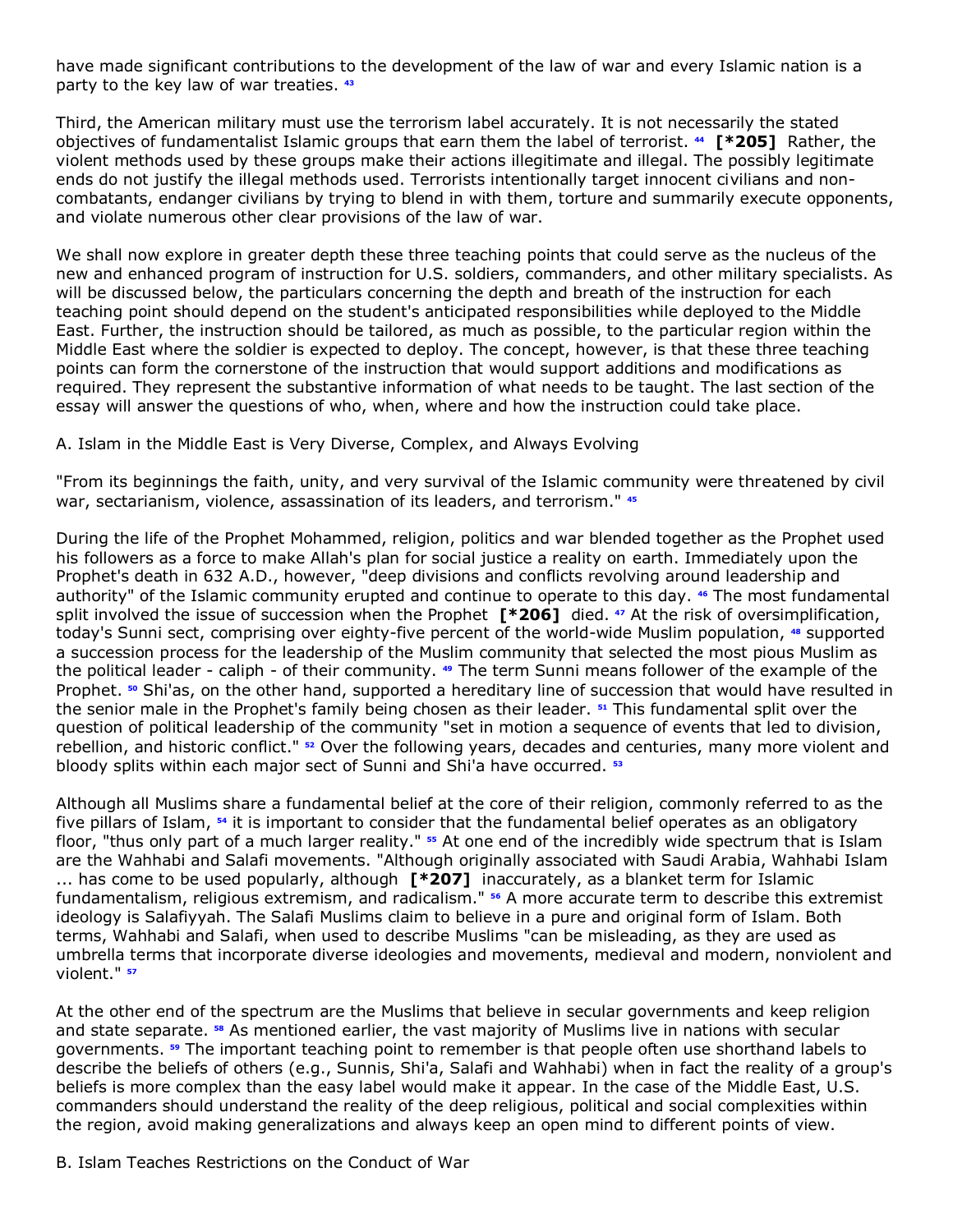have made significant contributions to the development of the law of war and every Islamic nation is a party to the key law of war treaties. [43]

Third, the American military must use the terrorism label accurately. It is not necessarily the stated objectives of fundamentalist Islamic groups that earn them the label of terrorist. [44] **[*205]** Rather, the violent methods used by these groups make their actions illegitimate and illegal. The possibly legitimate ends do not justify the illegal methods used. Terrorists intentionally target innocent civilians and non-combatants, endanger civilians by trying to blend in with them, torture and summarily execute opponents, and violate numerous other clear provisions of the law of war.

We shall now explore in greater depth these three teaching points that could serve as the nucleus of the new and enhanced program of instruction for U.S. soldiers, commanders, and other military specialists. As will be discussed below, the particulars concerning the depth and breath of the instruction for each teaching point should depend on the student's anticipated responsibilities while deployed to the Middle East. Further, the instruction should be tailored, as much as possible, to the particular region within the Middle East where the soldier is expected to deploy. The concept, however, is that these three teaching points can form the cornerstone of the instruction that would support additions and modifications as required. They represent the substantive information of what needs to be taught. The last section of the essay will answer the questions of who, when, where and how the instruction could take place.

A. Islam in the Middle East is Very Diverse, Complex, and Always Evolving

"From its beginnings the faith, unity, and very survival of the Islamic community were threatened by civil war, sectarianism, violence, assassination of its leaders, and terrorism." [45]

During the life of the Prophet Mohammed, religion, politics and war blended together as the Prophet used his followers as a force to make Allah's plan for social justice a reality on earth. Immediately upon the Prophet's death in 632 A.D., however, "deep divisions and conflicts revolving around leadership and authority" of the Islamic community erupted and continue to operate to this day. [46] The most fundamental split involved the issue of succession when the Prophet **[*206]** died. [47] At the risk of oversimplification, today's Sunni sect, comprising over eighty-five percent of the world-wide Muslim population, [48] supported a succession process for the leadership of the Muslim community that selected the most pious Muslim as the political leader - caliph - of their community. [49] The term Sunni means follower of the example of the Prophet. [50] Shi'as, on the other hand, supported a hereditary line of succession that would have resulted in the senior male in the Prophet's family being chosen as their leader. [51] This fundamental split over the question of political leadership of the community "set in motion a sequence of events that led to division, rebellion, and historic conflict." [52] Over the following years, decades and centuries, many more violent and bloody splits within each major sect of Sunni and Shi'a have occurred. [53]

Although all Muslims share a fundamental belief at the core of their religion, commonly referred to as the five pillars of Islam, [54] it is important to consider that the fundamental belief operates as an obligatory floor, "thus only part of a much larger reality." [55] At one end of the incredibly wide spectrum that is Islam are the Wahhabi and Salafi movements. "Although originally associated with Saudi Arabia, Wahhabi Islam ... has come to be used popularly, although **[*207]** inaccurately, as a blanket term for Islamic fundamentalism, religious extremism, and radicalism." [56] A more accurate term to describe this extremist ideology is Salafiyyah. The Salafi Muslims claim to believe in a pure and original form of Islam. Both terms, Wahhabi and Salafi, when used to describe Muslims "can be misleading, as they are used as umbrella terms that incorporate diverse ideologies and movements, medieval and modern, nonviolent and violent." [57]

At the other end of the spectrum are the Muslims that believe in secular governments and keep religion and state separate. [58] As mentioned earlier, the vast majority of Muslims live in nations with secular governments. [59] The important teaching point to remember is that people often use shorthand labels to describe the beliefs of others (e.g., Sunnis, Shi'a, Salafi and Wahhabi) when in fact the reality of a group's beliefs is more complex than the easy label would make it appear. In the case of the Middle East, U.S. commanders should understand the reality of the deep religious, political and social complexities within the region, avoid making generalizations and always keep an open mind to different points of view.

B. Islam Teaches Restrictions on the Conduct of War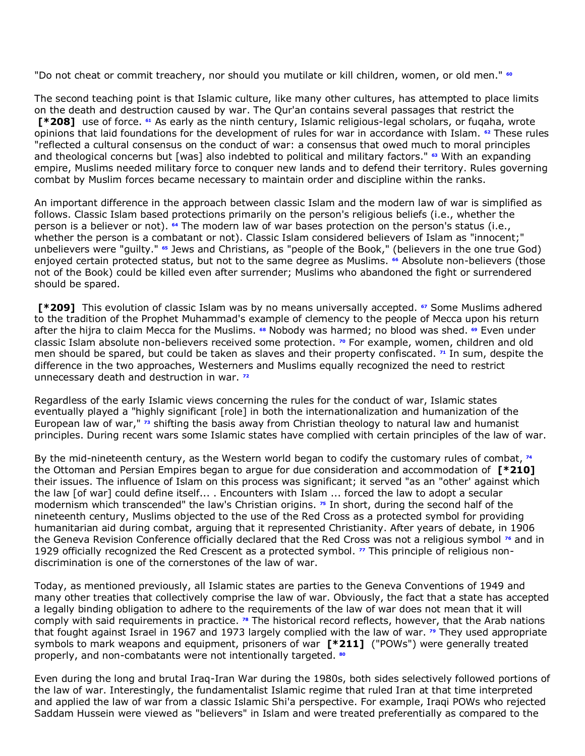"Do not cheat or commit treachery, nor should you mutilate or kill children, women, or old men." [60]

The second teaching point is that Islamic culture, like many other cultures, has attempted to place limits on the death and destruction caused by war. The Qur'an contains several passages that restrict the **[*208]** use of force. [61] As early as the ninth century, Islamic religious-legal scholars, or fuqaha, wrote opinions that laid foundations for the development of rules for war in accordance with Islam. [62] These rules "reflected a cultural consensus on the conduct of war: a consensus that owed much to moral principles and theological concerns but [was] also indebted to political and military factors." [63] With an expanding empire, Muslims needed military force to conquer new lands and to defend their territory. Rules governing combat by Muslim forces became necessary to maintain order and discipline within the ranks.

An important difference in the approach between classic Islam and the modern law of war is simplified as follows. Classic Islam based protections primarily on the person's religious beliefs (i.e., whether the person is a believer or not). [64] The modern law of war bases protection on the person's status (i.e., whether the person is a combatant or not). Classic Islam considered believers of Islam as "innocent;" unbelievers were "guilty." [65] Jews and Christians, as "people of the Book," (believers in the one true God) enjoyed certain protected status, but not to the same degree as Muslims. [66] Absolute non-believers (those not of the Book) could be killed even after surrender; Muslims who abandoned the fight or surrendered should be spared.

**[*209]** This evolution of classic Islam was by no means universally accepted. [67] Some Muslims adhered to the tradition of the Prophet Muhammad's example of clemency to the people of Mecca upon his return after the hijra to claim Mecca for the Muslims. [68] Nobody was harmed; no blood was shed. [69] Even under classic Islam absolute non-believers received some protection. [70] For example, women, children and old men should be spared, but could be taken as slaves and their property confiscated. [71] In sum, despite the difference in the two approaches, Westerners and Muslims equally recognized the need to restrict unnecessary death and destruction in war. [72]

Regardless of the early Islamic views concerning the rules for the conduct of war, Islamic states eventually played a "highly significant [role] in both the internationalization and humanization of the European law of war," [73] shifting the basis away from Christian theology to natural law and humanist principles. During recent wars some Islamic states have complied with certain principles of the law of war.

By the mid-nineteenth century, as the Western world began to codify the customary rules of combat, [74] the Ottoman and Persian Empires began to argue for due consideration and accommodation of **[*210]** their issues. The influence of Islam on this process was significant; it served "as an "other' against which the law [of war] could define itself... . Encounters with Islam ... forced the law to adopt a secular modernism which transcended" the law's Christian origins. [75] In short, during the second half of the nineteenth century, Muslims objected to the use of the Red Cross as a protected symbol for providing humanitarian aid during combat, arguing that it represented Christianity. After years of debate, in 1906 the Geneva Revision Conference officially declared that the Red Cross was not a religious symbol [76] and in 1929 officially recognized the Red Crescent as a protected symbol. [77] This principle of religious non-discrimination is one of the cornerstones of the law of war.

Today, as mentioned previously, all Islamic states are parties to the Geneva Conventions of 1949 and many other treaties that collectively comprise the law of war. Obviously, the fact that a state has accepted a legally binding obligation to adhere to the requirements of the law of war does not mean that it will comply with said requirements in practice. [78] The historical record reflects, however, that the Arab nations that fought against Israel in 1967 and 1973 largely complied with the law of war. [79] They used appropriate symbols to mark weapons and equipment, prisoners of war **[*211]** ("POWs") were generally treated properly, and non-combatants were not intentionally targeted. [80]

Even during the long and brutal Iraq-Iran War during the 1980s, both sides selectively followed portions of the law of war. Interestingly, the fundamentalist Islamic regime that ruled Iran at that time interpreted and applied the law of war from a classic Islamic Shi'a perspective. For example, Iraqi POWs who rejected Saddam Hussein were viewed as "believers" in Islam and were treated preferentially as compared to the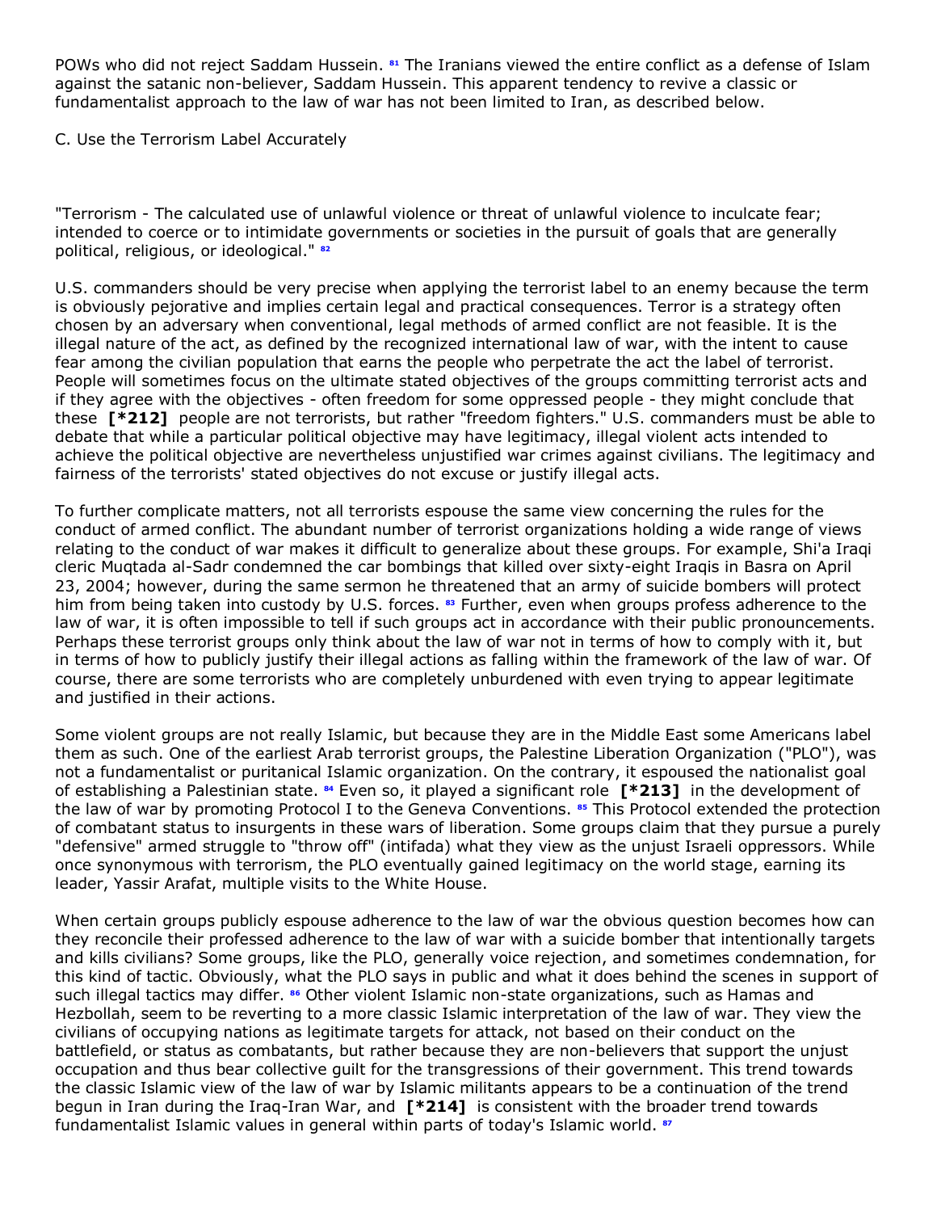POWs who did not reject Saddam Hussein. [81] The Iranians viewed the entire conflict as a defense of Islam against the satanic non-believer, Saddam Hussein. This apparent tendency to revive a classic or fundamentalist approach to the law of war has not been limited to Iran, as described below.

### C. Use the Terrorism Label Accurately

"Terrorism - The calculated use of unlawful violence or threat of unlawful violence to inculcate fear; intended to coerce or to intimidate governments or societies in the pursuit of goals that are generally political, religious, or ideological." [82]

U.S. commanders should be very precise when applying the terrorist label to an enemy because the term is obviously pejorative and implies certain legal and practical consequences. Terror is a strategy often chosen by an adversary when conventional, legal methods of armed conflict are not feasible. It is the illegal nature of the act, as defined by the recognized international law of war, with the intent to cause fear among the civilian population that earns the people who perpetrate the act the label of terrorist. People will sometimes focus on the ultimate stated objectives of the groups committing terrorist acts and if they agree with the objectives - often freedom for some oppressed people - they might conclude that these **[*212]** people are not terrorists, but rather "freedom fighters." U.S. commanders must be able to debate that while a particular political objective may have legitimacy, illegal violent acts intended to achieve the political objective are nevertheless unjustified war crimes against civilians. The legitimacy and fairness of the terrorists' stated objectives do not excuse or justify illegal acts.

To further complicate matters, not all terrorists espouse the same view concerning the rules for the conduct of armed conflict. The abundant number of terrorist organizations holding a wide range of views relating to the conduct of war makes it difficult to generalize about these groups. For example, Shi'a Iraqi cleric Muqtada al-Sadr condemned the car bombings that killed over sixty-eight Iraqis in Basra on April 23, 2004; however, during the same sermon he threatened that an army of suicide bombers will protect him from being taken into custody by U.S. forces. [83] Further, even when groups profess adherence to the law of war, it is often impossible to tell if such groups act in accordance with their public pronouncements. Perhaps these terrorist groups only think about the law of war not in terms of how to comply with it, but in terms of how to publicly justify their illegal actions as falling within the framework of the law of war. Of course, there are some terrorists who are completely unburdened with even trying to appear legitimate and justified in their actions.

Some violent groups are not really Islamic, but because they are in the Middle East some Americans label them as such. One of the earliest Arab terrorist groups, the Palestine Liberation Organization ("PLO"), was not a fundamentalist or puritanical Islamic organization. On the contrary, it espoused the nationalist goal of establishing a Palestinian state. [84] Even so, it played a significant role **[*213]** in the development of the law of war by promoting Protocol I to the Geneva Conventions. [85] This Protocol extended the protection of combatant status to insurgents in these wars of liberation. Some groups claim that they pursue a purely "defensive" armed struggle to "throw off" (intifada) what they view as the unjust Israeli oppressors. While once synonymous with terrorism, the PLO eventually gained legitimacy on the world stage, earning its leader, Yassir Arafat, multiple visits to the White House.

When certain groups publicly espouse adherence to the law of war the obvious question becomes how can they reconcile their professed adherence to the law of war with a suicide bomber that intentionally targets and kills civilians? Some groups, like the PLO, generally voice rejection, and sometimes condemnation, for this kind of tactic. Obviously, what the PLO says in public and what it does behind the scenes in support of such illegal tactics may differ. [86] Other violent Islamic non-state organizations, such as Hamas and Hezbollah, seem to be reverting to a more classic Islamic interpretation of the law of war. They view the civilians of occupying nations as legitimate targets for attack, not based on their conduct on the battlefield, or status as combatants, but rather because they are non-believers that support the unjust occupation and thus bear collective guilt for the transgressions of their government. This trend towards the classic Islamic view of the law of war by Islamic militants appears to be a continuation of the trend begun in Iran during the Iraq-Iran War, and **[*214]** is consistent with the broader trend towards fundamentalist Islamic values in general within parts of today's Islamic world. [87]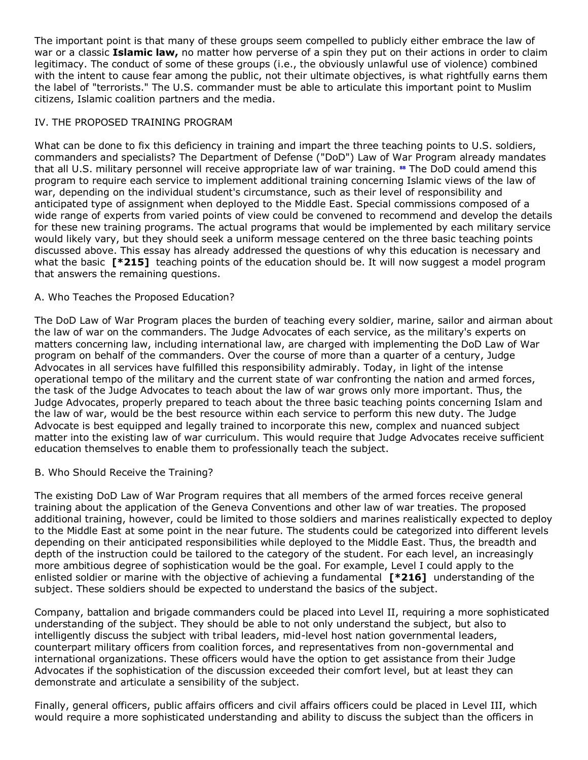The important point is that many of these groups seem compelled to publicly either embrace the law of war or a classic **Islamic law,** no matter how perverse of a spin they put on their actions in order to claim legitimacy. The conduct of some of these groups (i.e., the obviously unlawful use of violence) combined with the intent to cause fear among the public, not their ultimate objectives, is what rightfully earns them the label of "terrorists." The U.S. commander must be able to articulate this important point to Muslim citizens, Islamic coalition partners and the media.

## IV. THE PROPOSED TRAINING PROGRAM

What can be done to fix this deficiency in training and impart the three teaching points to U.S. soldiers, commanders and specialists? The Department of Defense ("DoD") Law of War Program already mandates that all U.S. military personnel will receive appropriate law of war training. [88] The DoD could amend this program to require each service to implement additional training concerning Islamic views of the law of war, depending on the individual student's circumstance, such as their level of responsibility and anticipated type of assignment when deployed to the Middle East. Special commissions composed of a wide range of experts from varied points of view could be convened to recommend and develop the details for these new training programs. The actual programs that would be implemented by each military service would likely vary, but they should seek a uniform message centered on the three basic teaching points discussed above. This essay has already addressed the questions of why this education is necessary and what the basic **[*215]** teaching points of the education should be. It will now suggest a model program that answers the remaining questions.

### A. Who Teaches the Proposed Education?

The DoD Law of War Program places the burden of teaching every soldier, marine, sailor and airman about the law of war on the commanders. The Judge Advocates of each service, as the military's experts on matters concerning law, including international law, are charged with implementing the DoD Law of War program on behalf of the commanders. Over the course of more than a quarter of a century, Judge Advocates in all services have fulfilled this responsibility admirably. Today, in light of the intense operational tempo of the military and the current state of war confronting the nation and armed forces, the task of the Judge Advocates to teach about the law of war grows only more important. Thus, the Judge Advocates, properly prepared to teach about the three basic teaching points concerning Islam and the law of war, would be the best resource within each service to perform this new duty. The Judge Advocate is best equipped and legally trained to incorporate this new, complex and nuanced subject matter into the existing law of war curriculum. This would require that Judge Advocates receive sufficient education themselves to enable them to professionally teach the subject.

### B. Who Should Receive the Training?

The existing DoD Law of War Program requires that all members of the armed forces receive general training about the application of the Geneva Conventions and other law of war treaties. The proposed additional training, however, could be limited to those soldiers and marines realistically expected to deploy to the Middle East at some point in the near future. The students could be categorized into different levels depending on their anticipated responsibilities while deployed to the Middle East. Thus, the breadth and depth of the instruction could be tailored to the category of the student. For each level, an increasingly more ambitious degree of sophistication would be the goal. For example, Level I could apply to the enlisted soldier or marine with the objective of achieving a fundamental **[*216]** understanding of the subject. These soldiers should be expected to understand the basics of the subject.

Company, battalion and brigade commanders could be placed into Level II, requiring a more sophisticated understanding of the subject. They should be able to not only understand the subject, but also to intelligently discuss the subject with tribal leaders, mid-level host nation governmental leaders, counterpart military officers from coalition forces, and representatives from non-governmental and international organizations. These officers would have the option to get assistance from their Judge Advocates if the sophistication of the discussion exceeded their comfort level, but at least they can demonstrate and articulate a sensibility of the subject.

Finally, general officers, public affairs officers and civil affairs officers could be placed in Level III, which would require a more sophisticated understanding and ability to discuss the subject than the officers in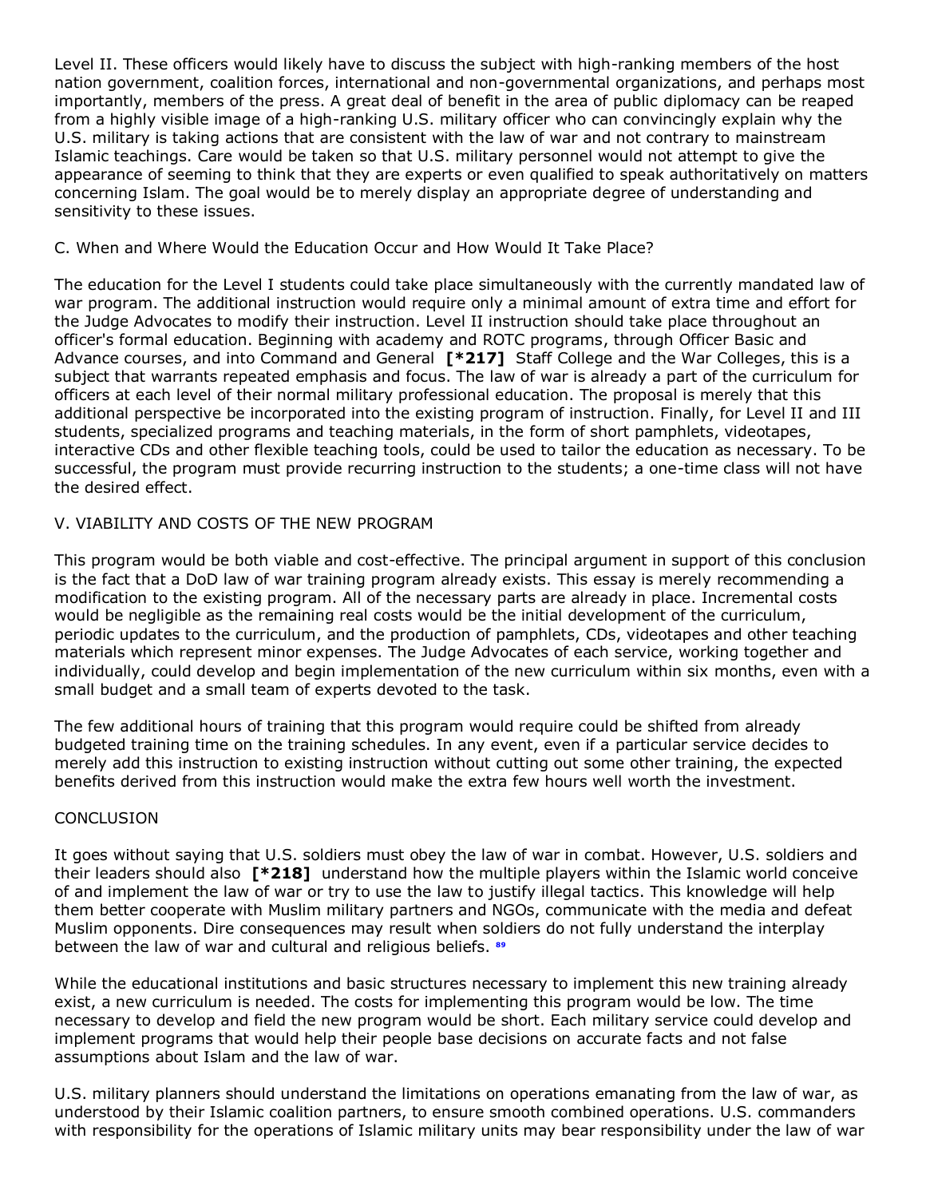Level II. These officers would likely have to discuss the subject with high-ranking members of the host nation government, coalition forces, international and non-governmental organizations, and perhaps most importantly, members of the press. A great deal of benefit in the area of public diplomacy can be reaped from a highly visible image of a high-ranking U.S. military officer who can convincingly explain why the U.S. military is taking actions that are consistent with the law of war and not contrary to mainstream Islamic teachings. Care would be taken so that U.S. military personnel would not attempt to give the appearance of seeming to think that they are experts or even qualified to speak authoritatively on matters concerning Islam. The goal would be to merely display an appropriate degree of understanding and sensitivity to these issues.

### C. When and Where Would the Education Occur and How Would It Take Place?

The education for the Level I students could take place simultaneously with the currently mandated law of war program. The additional instruction would require only a minimal amount of extra time and effort for the Judge Advocates to modify their instruction. Level II instruction should take place throughout an officer's formal education. Beginning with academy and ROTC programs, through Officer Basic and Advance courses, and into Command and General **[*217]** Staff College and the War Colleges, this is a subject that warrants repeated emphasis and focus. The law of war is already a part of the curriculum for officers at each level of their normal military professional education. The proposal is merely that this additional perspective be incorporated into the existing program of instruction. Finally, for Level II and III students, specialized programs and teaching materials, in the form of short pamphlets, videotapes, interactive CDs and other flexible teaching tools, could be used to tailor the education as necessary. To be successful, the program must provide recurring instruction to the students; a one-time class will not have the desired effect.

## V. VIABILITY AND COSTS OF THE NEW PROGRAM

This program would be both viable and cost-effective. The principal argument in support of this conclusion is the fact that a DoD law of war training program already exists. This essay is merely recommending a modification to the existing program. All of the necessary parts are already in place. Incremental costs would be negligible as the remaining real costs would be the initial development of the curriculum, periodic updates to the curriculum, and the production of pamphlets, CDs, videotapes and other teaching materials which represent minor expenses. The Judge Advocates of each service, working together and individually, could develop and begin implementation of the new curriculum within six months, even with a small budget and a small team of experts devoted to the task.

The few additional hours of training that this program would require could be shifted from already budgeted training time on the training schedules. In any event, even if a particular service decides to merely add this instruction to existing instruction without cutting out some other training, the expected benefits derived from this instruction would make the extra few hours well worth the investment.

## CONCLUSION

It goes without saying that U.S. soldiers must obey the law of war in combat. However, U.S. soldiers and their leaders should also **[*218]** understand how the multiple players within the Islamic world conceive of and implement the law of war or try to use the law to justify illegal tactics. This knowledge will help them better cooperate with Muslim military partners and NGOs, communicate with the media and defeat Muslim opponents. Dire consequences may result when soldiers do not fully understand the interplay between the law of war and cultural and religious beliefs. [89]

While the educational institutions and basic structures necessary to implement this new training already exist, a new curriculum is needed. The costs for implementing this program would be low. The time necessary to develop and field the new program would be short. Each military service could develop and implement programs that would help their people base decisions on accurate facts and not false assumptions about Islam and the law of war.

U.S. military planners should understand the limitations on operations emanating from the law of war, as understood by their Islamic coalition partners, to ensure smooth combined operations. U.S. commanders with responsibility for the operations of Islamic military units may bear responsibility under the law of war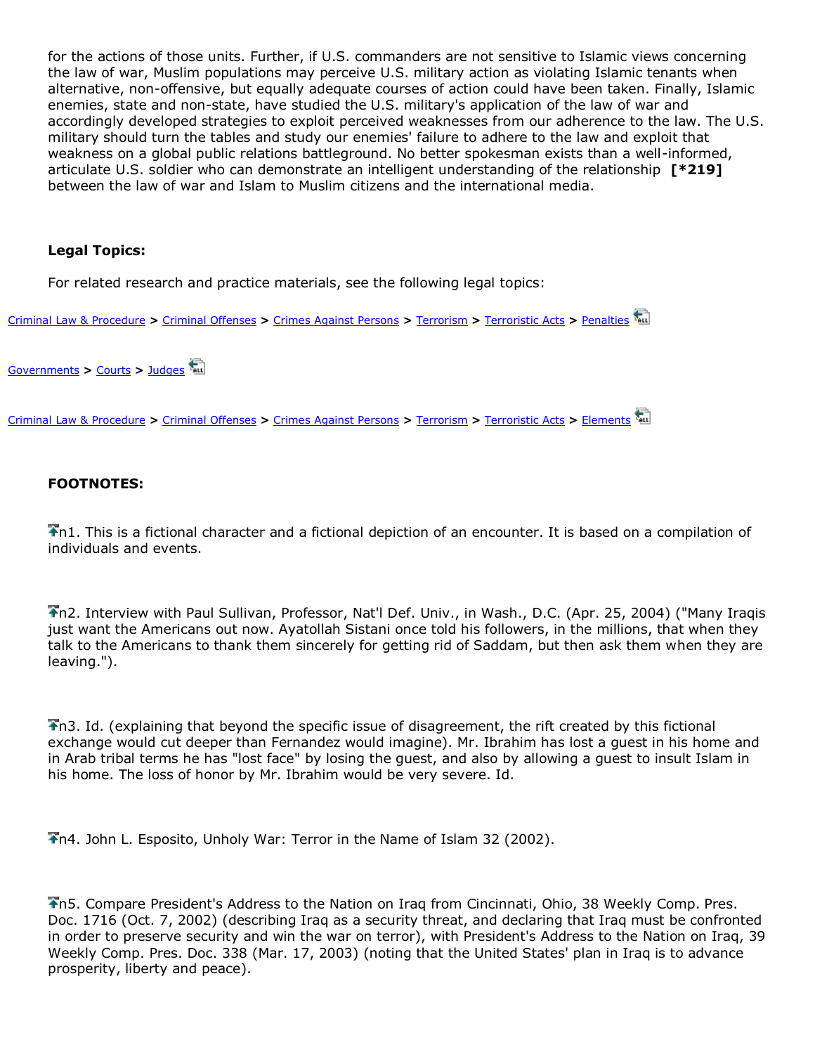for the actions of those units. Further, if U.S. commanders are not sensitive to Islamic views concerning the law of war, Muslim populations may perceive U.S. military action as violating Islamic tenants when alternative, non-offensive, but equally adequate courses of action could have been taken. Finally, Islamic enemies, state and non-state, have studied the U.S. military's application of the law of war and accordingly developed strategies to exploit perceived weaknesses from our adherence to the law. The U.S. military should turn the tables and study our enemies' failure to adhere to the law and exploit that weakness on a global public relations battleground. No better spokesman exists than a well-informed, articulate U.S. soldier who can demonstrate an intelligent understanding of the relationship **[*219]** between the law of war and Islam to Muslim citizens and the international media.

**Legal Topics:**

For related research and practice materials, see the following legal topics:

Criminal Law & Procedure > Criminal Offenses > Crimes Against Persons > Terrorism > Terroristic Acts > Penalties

Governments > Courts > Judges

Criminal Law & Procedure > Criminal Offenses > Crimes Against Persons > Terrorism > Terroristic Acts > Elements

**FOOTNOTES:**

n1. This is a fictional character and a fictional depiction of an encounter. It is based on a compilation of individuals and events.

n2. Interview with Paul Sullivan, Professor, Nat'l Def. Univ., in Wash., D.C. (Apr. 25, 2004) ("Many Iraqis just want the Americans out now. Ayatollah Sistani once told his followers, in the millions, that when they talk to the Americans to thank them sincerely for getting rid of Saddam, but then ask them when they are leaving.").

n3. Id. (explaining that beyond the specific issue of disagreement, the rift created by this fictional exchange would cut deeper than Fernandez would imagine). Mr. Ibrahim has lost a guest in his home and in Arab tribal terms he has "lost face" by losing the guest, and also by allowing a guest to insult Islam in his home. The loss of honor by Mr. Ibrahim would be very severe. Id.

n4. John L. Esposito, Unholy War: Terror in the Name of Islam 32 (2002).

n5. Compare President's Address to the Nation on Iraq from Cincinnati, Ohio, 38 Weekly Comp. Pres. Doc. 1716 (Oct. 7, 2002) (describing Iraq as a security threat, and declaring that Iraq must be confronted in order to preserve security and win the war on terror), with President's Address to the Nation on Iraq, 39 Weekly Comp. Pres. Doc. 338 (Mar. 17, 2003) (noting that the United States' plan in Iraq is to advance prosperity, liberty and peace).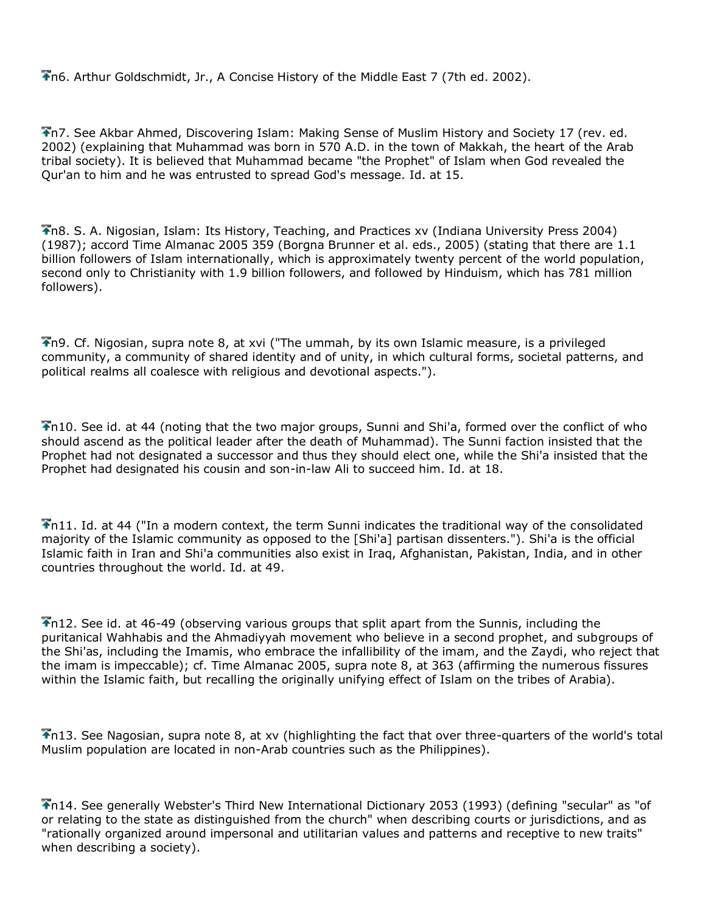n6. Arthur Goldschmidt, Jr., A Concise History of the Middle East 7 (7th ed. 2002).

n7. See Akbar Ahmed, Discovering Islam: Making Sense of Muslim History and Society 17 (rev. ed. 2002) (explaining that Muhammad was born in 570 A.D. in the town of Makkah, the heart of the Arab tribal society). It is believed that Muhammad became "the Prophet" of Islam when God revealed the Qur'an to him and he was entrusted to spread God's message. Id. at 15.

n8. S. A. Nigosian, Islam: Its History, Teaching, and Practices xv (Indiana University Press 2004) (1987); accord Time Almanac 2005 359 (Borgna Brunner et al. eds., 2005) (stating that there are 1.1 billion followers of Islam internationally, which is approximately twenty percent of the world population, second only to Christianity with 1.9 billion followers, and followed by Hinduism, which has 781 million followers).

n9. Cf. Nigosian, supra note 8, at xvi ("The ummah, by its own Islamic measure, is a privileged community, a community of shared identity and of unity, in which cultural forms, societal patterns, and political realms all coalesce with religious and devotional aspects.").

n10. See id. at 44 (noting that the two major groups, Sunni and Shi'a, formed over the conflict of who should ascend as the political leader after the death of Muhammad). The Sunni faction insisted that the Prophet had not designated a successor and thus they should elect one, while the Shi'a insisted that the Prophet had designated his cousin and son-in-law Ali to succeed him. Id. at 18.

n11. Id. at 44 ("In a modern context, the term Sunni indicates the traditional way of the consolidated majority of the Islamic community as opposed to the [Shi'a] partisan dissenters."). Shi'a is the official Islamic faith in Iran and Shi'a communities also exist in Iraq, Afghanistan, Pakistan, India, and in other countries throughout the world. Id. at 49.

n12. See id. at 46-49 (observing various groups that split apart from the Sunnis, including the puritanical Wahhabis and the Ahmadiyyah movement who believe in a second prophet, and subgroups of the Shi'as, including the Imamis, who embrace the infallibility of the imam, and the Zaydi, who reject that the imam is impeccable); cf. Time Almanac 2005, supra note 8, at 363 (affirming the numerous fissures within the Islamic faith, but recalling the originally unifying effect of Islam on the tribes of Arabia).

n13. See Nagosian, supra note 8, at xv (highlighting the fact that over three-quarters of the world's total Muslim population are located in non-Arab countries such as the Philippines).

n14. See generally Webster's Third New International Dictionary 2053 (1993) (defining "secular" as "of or relating to the state as distinguished from the church" when describing courts or jurisdictions, and as "rationally organized around impersonal and utilitarian values and patterns and receptive to new traits" when describing a society).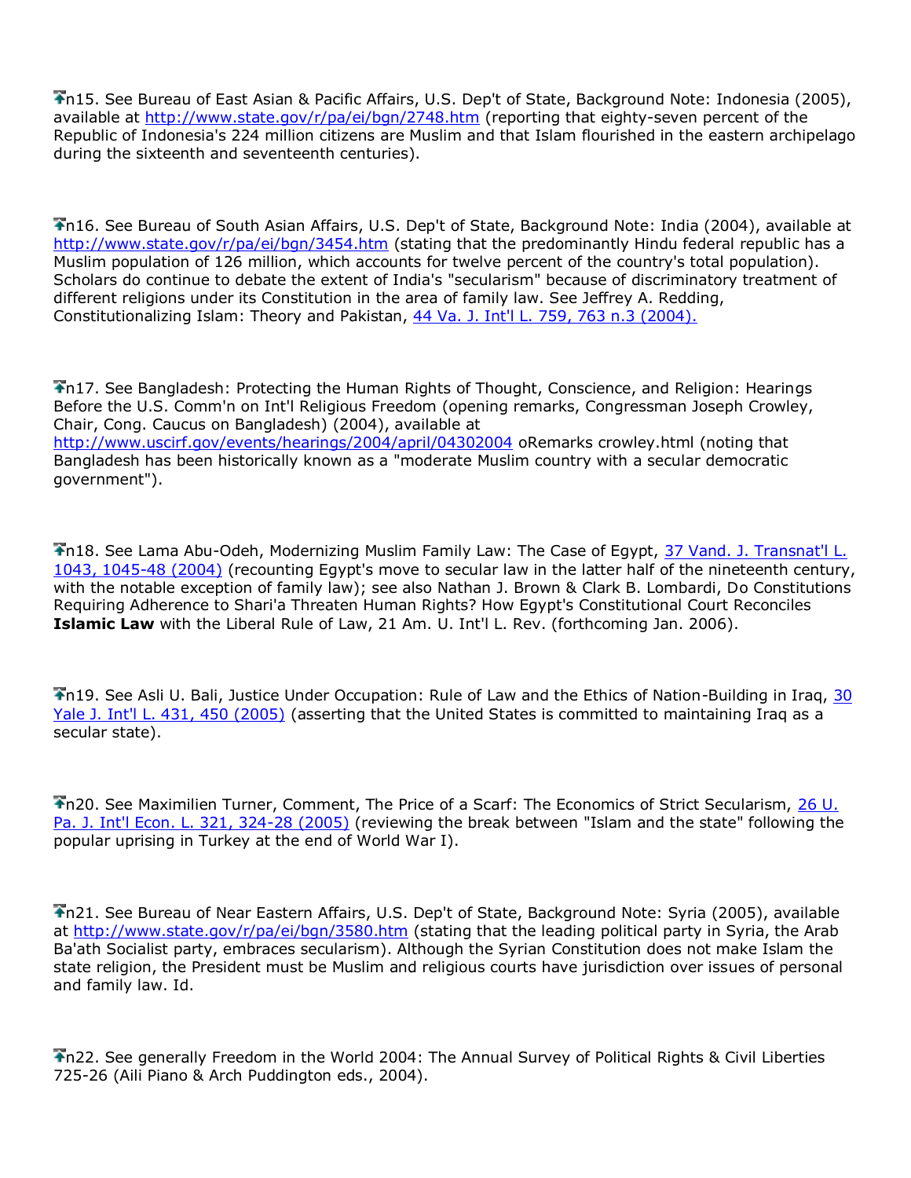n15. See Bureau of East Asian & Pacific Affairs, U.S. Dep't of State, Background Note: Indonesia (2005), available at http://www.state.gov/r/pa/ei/bgn/2748.htm (reporting that eighty-seven percent of the Republic of Indonesia's 224 million citizens are Muslim and that Islam flourished in the eastern archipelago during the sixteenth and seventeenth centuries).

n16. See Bureau of South Asian Affairs, U.S. Dep't of State, Background Note: India (2004), available at http://www.state.gov/r/pa/ei/bgn/3454.htm (stating that the predominantly Hindu federal republic has a Muslim population of 126 million, which accounts for twelve percent of the country's total population). Scholars do continue to debate the extent of India's "secularism" because of discriminatory treatment of different religions under its Constitution in the area of family law. See Jeffrey A. Redding, Constitutionalizing Islam: Theory and Pakistan, 44 Va. J. Int'l L. 759, 763 n.3 (2004).

n17. See Bangladesh: Protecting the Human Rights of Thought, Conscience, and Religion: Hearings Before the U.S. Comm'n on Int'l Religious Freedom (opening remarks, Congressman Joseph Crowley, Chair, Cong. Caucus on Bangladesh) (2004), available at http://www.uscirf.gov/events/hearings/2004/april/04302004 oRemarks crowley.html (noting that Bangladesh has been historically known as a "moderate Muslim country with a secular democratic government").

n18. See Lama Abu-Odeh, Modernizing Muslim Family Law: The Case of Egypt, 37 Vand. J. Transnat'l L. 1043, 1045-48 (2004) (recounting Egypt's move to secular law in the latter half of the nineteenth century, with the notable exception of family law); see also Nathan J. Brown & Clark B. Lombardi, Do Constitutions Requiring Adherence to Shari'a Threaten Human Rights? How Egypt's Constitutional Court Reconciles **Islamic Law** with the Liberal Rule of Law, 21 Am. U. Int'l L. Rev. (forthcoming Jan. 2006).

n19. See Asli U. Bali, Justice Under Occupation: Rule of Law and the Ethics of Nation-Building in Iraq, 30 Yale J. Int'l L. 431, 450 (2005) (asserting that the United States is committed to maintaining Iraq as a secular state).

n20. See Maximilien Turner, Comment, The Price of a Scarf: The Economics of Strict Secularism, 26 U. Pa. J. Int'l Econ. L. 321, 324-28 (2005) (reviewing the break between "Islam and the state" following the popular uprising in Turkey at the end of World War I).

n21. See Bureau of Near Eastern Affairs, U.S. Dep't of State, Background Note: Syria (2005), available at http://www.state.gov/r/pa/ei/bgn/3580.htm (stating that the leading political party in Syria, the Arab Ba'ath Socialist party, embraces secularism). Although the Syrian Constitution does not make Islam the state religion, the President must be Muslim and religious courts have jurisdiction over issues of personal and family law. Id.

n22. See generally Freedom in the World 2004: The Annual Survey of Political Rights & Civil Liberties 725-26 (Aili Piano & Arch Puddington eds., 2004).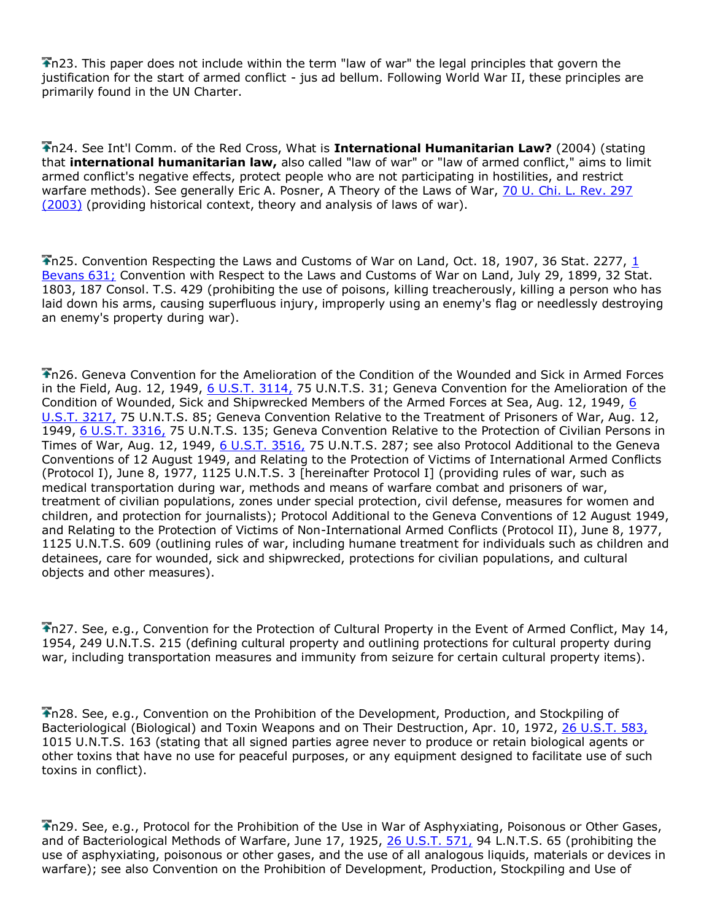n23. This paper does not include within the term "law of war" the legal principles that govern the justification for the start of armed conflict - jus ad bellum. Following World War II, these principles are primarily found in the UN Charter.

n24. See Int'l Comm. of the Red Cross, What is **International Humanitarian Law?** (2004) (stating that **international humanitarian law,** also called "law of war" or "law of armed conflict," aims to limit armed conflict's negative effects, protect people who are not participating in hostilities, and restrict warfare methods). See generally Eric A. Posner, A Theory of the Laws of War, 70 U. Chi. L. Rev. 297 (2003) (providing historical context, theory and analysis of laws of war).

n25. Convention Respecting the Laws and Customs of War on Land, Oct. 18, 1907, 36 Stat. 2277, 1 Bevans 631; Convention with Respect to the Laws and Customs of War on Land, July 29, 1899, 32 Stat. 1803, 187 Consol. T.S. 429 (prohibiting the use of poisons, killing treacherously, killing a person who has laid down his arms, causing superfluous injury, improperly using an enemy's flag or needlessly destroying an enemy's property during war).

n26. Geneva Convention for the Amelioration of the Condition of the Wounded and Sick in Armed Forces in the Field, Aug. 12, 1949, 6 U.S.T. 3114, 75 U.N.T.S. 31; Geneva Convention for the Amelioration of the Condition of Wounded, Sick and Shipwrecked Members of the Armed Forces at Sea, Aug. 12, 1949, 6 U.S.T. 3217, 75 U.N.T.S. 85; Geneva Convention Relative to the Treatment of Prisoners of War, Aug. 12, 1949, 6 U.S.T. 3316, 75 U.N.T.S. 135; Geneva Convention Relative to the Protection of Civilian Persons in Times of War, Aug. 12, 1949, 6 U.S.T. 3516, 75 U.N.T.S. 287; see also Protocol Additional to the Geneva Conventions of 12 August 1949, and Relating to the Protection of Victims of International Armed Conflicts (Protocol I), June 8, 1977, 1125 U.N.T.S. 3 [hereinafter Protocol I] (providing rules of war, such as medical transportation during war, methods and means of warfare combat and prisoners of war, treatment of civilian populations, zones under special protection, civil defense, measures for women and children, and protection for journalists); Protocol Additional to the Geneva Conventions of 12 August 1949, and Relating to the Protection of Victims of Non-International Armed Conflicts (Protocol II), June 8, 1977, 1125 U.N.T.S. 609 (outlining rules of war, including humane treatment for individuals such as children and detainees, care for wounded, sick and shipwrecked, protections for civilian populations, and cultural objects and other measures).

n27. See, e.g., Convention for the Protection of Cultural Property in the Event of Armed Conflict, May 14, 1954, 249 U.N.T.S. 215 (defining cultural property and outlining protections for cultural property during war, including transportation measures and immunity from seizure for certain cultural property items).

n28. See, e.g., Convention on the Prohibition of the Development, Production, and Stockpiling of Bacteriological (Biological) and Toxin Weapons and on Their Destruction, Apr. 10, 1972, 26 U.S.T. 583, 1015 U.N.T.S. 163 (stating that all signed parties agree never to produce or retain biological agents or other toxins that have no use for peaceful purposes, or any equipment designed to facilitate use of such toxins in conflict).

n29. See, e.g., Protocol for the Prohibition of the Use in War of Asphyxiating, Poisonous or Other Gases, and of Bacteriological Methods of Warfare, June 17, 1925, 26 U.S.T. 571, 94 L.N.T.S. 65 (prohibiting the use of asphyxiating, poisonous or other gases, and the use of all analogous liquids, materials or devices in warfare); see also Convention on the Prohibition of Development, Production, Stockpiling and Use of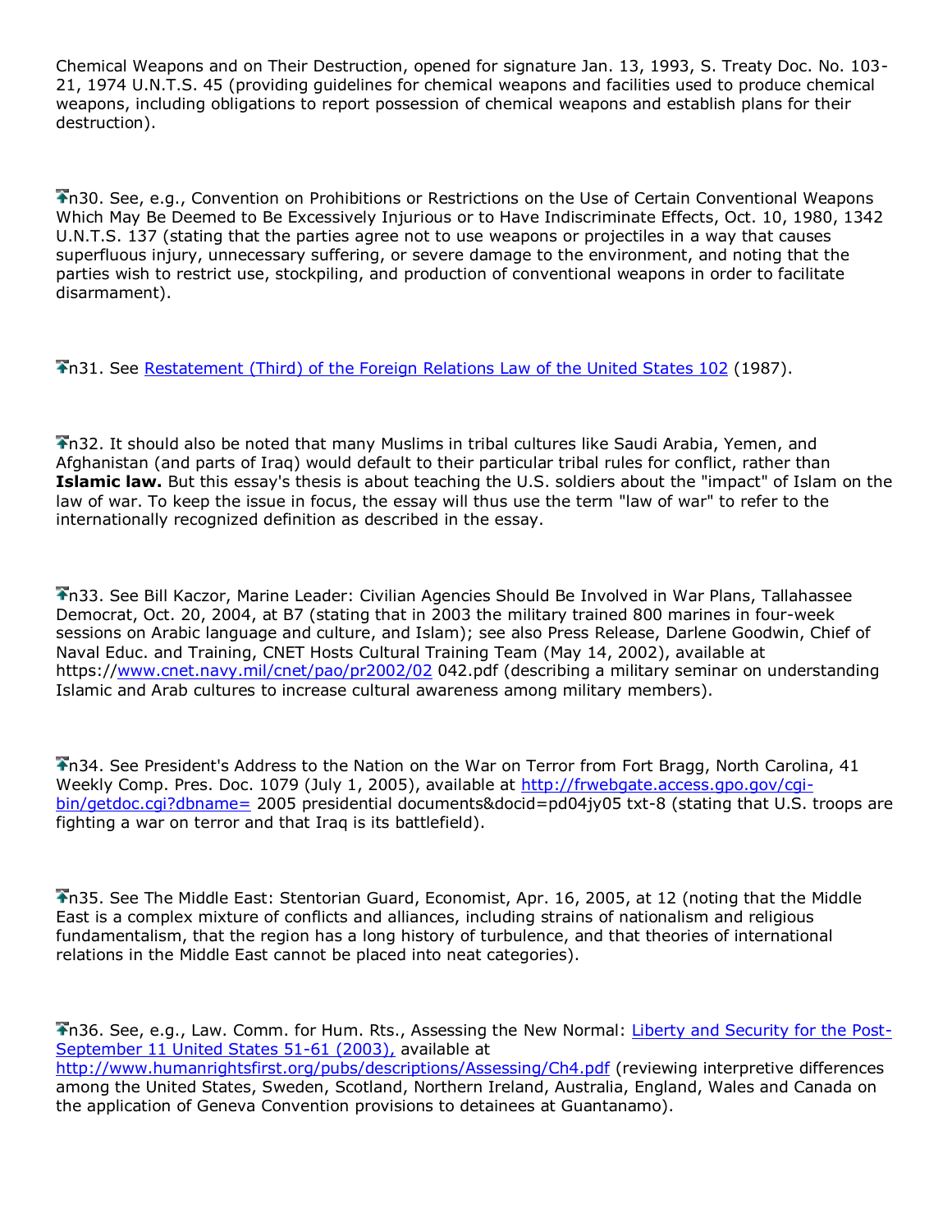Chemical Weapons and on Their Destruction, opened for signature Jan. 13, 1993, S. Treaty Doc. No. 103-21, 1974 U.N.T.S. 45 (providing guidelines for chemical weapons and facilities used to produce chemical weapons, including obligations to report possession of chemical weapons and establish plans for their destruction).

n30. See, e.g., Convention on Prohibitions or Restrictions on the Use of Certain Conventional Weapons Which May Be Deemed to Be Excessively Injurious or to Have Indiscriminate Effects, Oct. 10, 1980, 1342 U.N.T.S. 137 (stating that the parties agree not to use weapons or projectiles in a way that causes superfluous injury, unnecessary suffering, or severe damage to the environment, and noting that the parties wish to restrict use, stockpiling, and production of conventional weapons in order to facilitate disarmament).

n31. See Restatement (Third) of the Foreign Relations Law of the United States 102 (1987).

n32. It should also be noted that many Muslims in tribal cultures like Saudi Arabia, Yemen, and Afghanistan (and parts of Iraq) would default to their particular tribal rules for conflict, rather than **Islamic law.** But this essay's thesis is about teaching the U.S. soldiers about the "impact" of Islam on the law of war. To keep the issue in focus, the essay will thus use the term "law of war" to refer to the internationally recognized definition as described in the essay.

n33. See Bill Kaczor, Marine Leader: Civilian Agencies Should Be Involved in War Plans, Tallahassee Democrat, Oct. 20, 2004, at B7 (stating that in 2003 the military trained 800 marines in four-week sessions on Arabic language and culture, and Islam); see also Press Release, Darlene Goodwin, Chief of Naval Educ. and Training, CNET Hosts Cultural Training Team (May 14, 2002), available at https://www.cnet.navy.mil/cnet/pao/pr2002/02 042.pdf (describing a military seminar on understanding Islamic and Arab cultures to increase cultural awareness among military members).

n34. See President's Address to the Nation on the War on Terror from Fort Bragg, North Carolina, 41 Weekly Comp. Pres. Doc. 1079 (July 1, 2005), available at http://frwebgate.access.gpo.gov/cgi-bin/getdoc.cgi?dbname= 2005 presidential documents&docid=pd04jy05 txt-8 (stating that U.S. troops are fighting a war on terror and that Iraq is its battlefield).

n35. See The Middle East: Stentorian Guard, Economist, Apr. 16, 2005, at 12 (noting that the Middle East is a complex mixture of conflicts and alliances, including strains of nationalism and religious fundamentalism, that the region has a long history of turbulence, and that theories of international relations in the Middle East cannot be placed into neat categories).

n36. See, e.g., Law. Comm. for Hum. Rts., Assessing the New Normal: Liberty and Security for the Post-September 11 United States 51-61 (2003), available at http://www.humanrightsfirst.org/pubs/descriptions/Assessing/Ch4.pdf (reviewing interpretive differences among the United States, Sweden, Scotland, Northern Ireland, Australia, England, Wales and Canada on the application of Geneva Convention provisions to detainees at Guantanamo).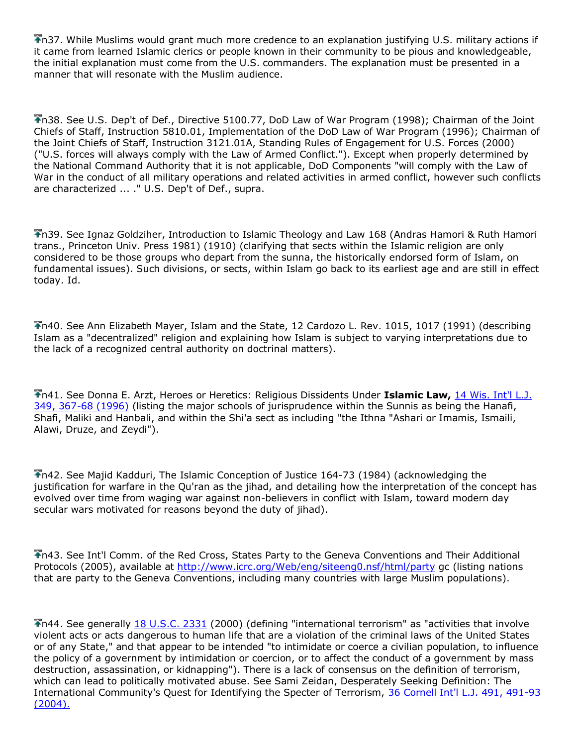n37. While Muslims would grant much more credence to an explanation justifying U.S. military actions if it came from learned Islamic clerics or people known in their community to be pious and knowledgeable, the initial explanation must come from the U.S. commanders. The explanation must be presented in a manner that will resonate with the Muslim audience.

n38. See U.S. Dep't of Def., Directive 5100.77, DoD Law of War Program (1998); Chairman of the Joint Chiefs of Staff, Instruction 5810.01, Implementation of the DoD Law of War Program (1996); Chairman of the Joint Chiefs of Staff, Instruction 3121.01A, Standing Rules of Engagement for U.S. Forces (2000) ("U.S. forces will always comply with the Law of Armed Conflict."). Except when properly determined by the National Command Authority that it is not applicable, DoD Components "will comply with the Law of War in the conduct of all military operations and related activities in armed conflict, however such conflicts are characterized ... ." U.S. Dep't of Def., supra.

n39. See Ignaz Goldziher, Introduction to Islamic Theology and Law 168 (Andras Hamori & Ruth Hamori trans., Princeton Univ. Press 1981) (1910) (clarifying that sects within the Islamic religion are only considered to be those groups who depart from the sunna, the historically endorsed form of Islam, on fundamental issues). Such divisions, or sects, within Islam go back to its earliest age and are still in effect today. Id.

n40. See Ann Elizabeth Mayer, Islam and the State, 12 Cardozo L. Rev. 1015, 1017 (1991) (describing Islam as a "decentralized" religion and explaining how Islam is subject to varying interpretations due to the lack of a recognized central authority on doctrinal matters).

n41. See Donna E. Arzt, Heroes or Heretics: Religious Dissidents Under **Islamic Law,** 14 Wis. Int'l L.J. 349, 367-68 (1996) (listing the major schools of jurisprudence within the Sunnis as being the Hanafi, Shafi, Maliki and Hanbali, and within the Shi'a sect as including "the Ithna "Ashari or Imamis, Ismaili, Alawi, Druze, and Zeydi").

n42. See Majid Kadduri, The Islamic Conception of Justice 164-73 (1984) (acknowledging the justification for warfare in the Qu'ran as the jihad, and detailing how the interpretation of the concept has evolved over time from waging war against non-believers in conflict with Islam, toward modern day secular wars motivated for reasons beyond the duty of jihad).

n43. See Int'l Comm. of the Red Cross, States Party to the Geneva Conventions and Their Additional Protocols (2005), available at http://www.icrc.org/Web/eng/siteeng0.nsf/html/party gc (listing nations that are party to the Geneva Conventions, including many countries with large Muslim populations).

n44. See generally 18 U.S.C. 2331 (2000) (defining "international terrorism" as "activities that involve violent acts or acts dangerous to human life that are a violation of the criminal laws of the United States or of any State," and that appear to be intended "to intimidate or coerce a civilian population, to influence the policy of a government by intimidation or coercion, or to affect the conduct of a government by mass destruction, assassination, or kidnapping"). There is a lack of consensus on the definition of terrorism, which can lead to politically motivated abuse. See Sami Zeidan, Desperately Seeking Definition: The International Community's Quest for Identifying the Specter of Terrorism, 36 Cornell Int'l L.J. 491, 491-93 (2004).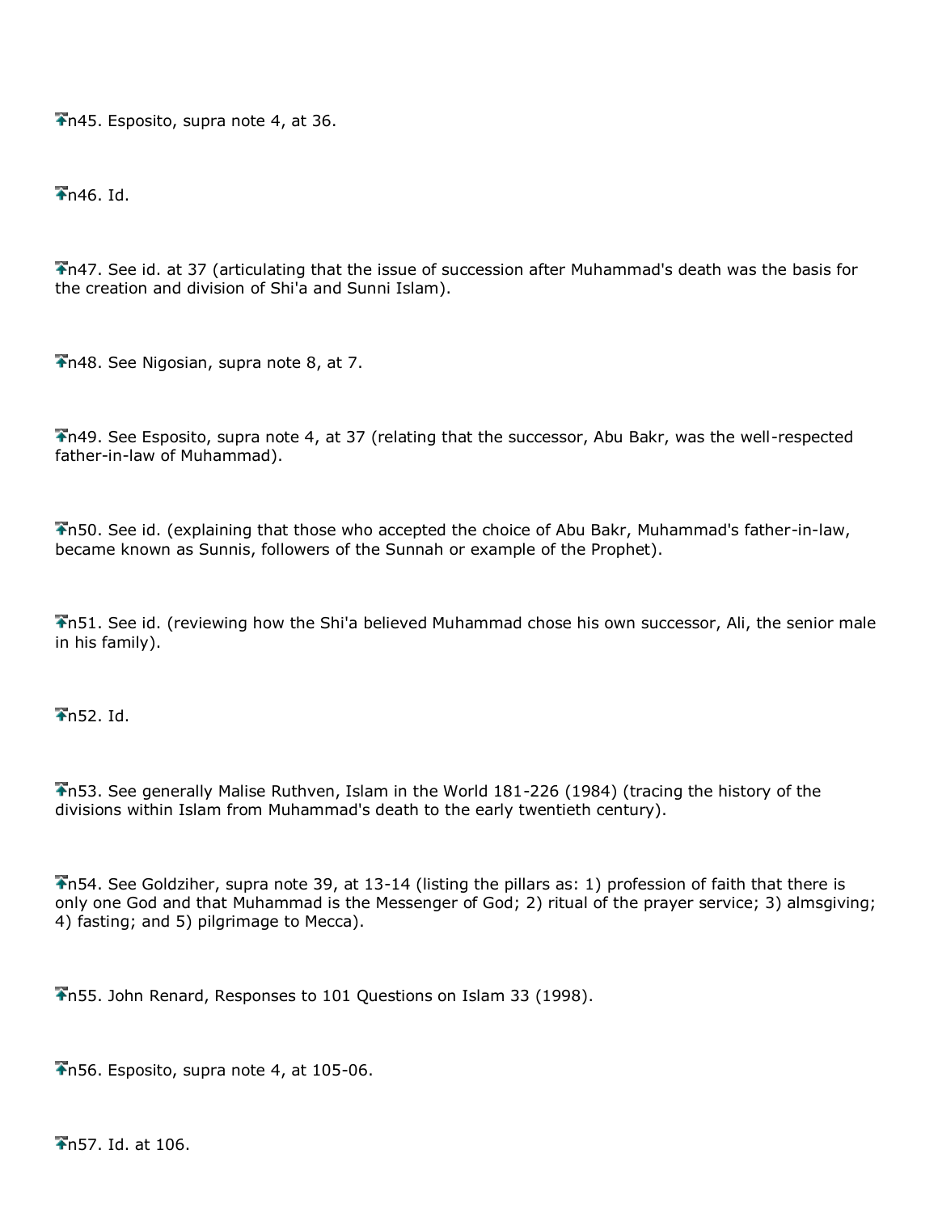n45. Esposito, supra note 4, at 36.

n46. Id.

n47. See id. at 37 (articulating that the issue of succession after Muhammad's death was the basis for the creation and division of Shi'a and Sunni Islam).

n48. See Nigosian, supra note 8, at 7.

n49. See Esposito, supra note 4, at 37 (relating that the successor, Abu Bakr, was the well-respected father-in-law of Muhammad).

n50. See id. (explaining that those who accepted the choice of Abu Bakr, Muhammad's father-in-law, became known as Sunnis, followers of the Sunnah or example of the Prophet).

n51. See id. (reviewing how the Shi'a believed Muhammad chose his own successor, Ali, the senior male in his family).

n52. Id.

n53. See generally Malise Ruthven, Islam in the World 181-226 (1984) (tracing the history of the divisions within Islam from Muhammad's death to the early twentieth century).

n54. See Goldziher, supra note 39, at 13-14 (listing the pillars as: 1) profession of faith that there is only one God and that Muhammad is the Messenger of God; 2) ritual of the prayer service; 3) almsgiving; 4) fasting; and 5) pilgrimage to Mecca).

n55. John Renard, Responses to 101 Questions on Islam 33 (1998).

n56. Esposito, supra note 4, at 105-06.

n57. Id. at 106.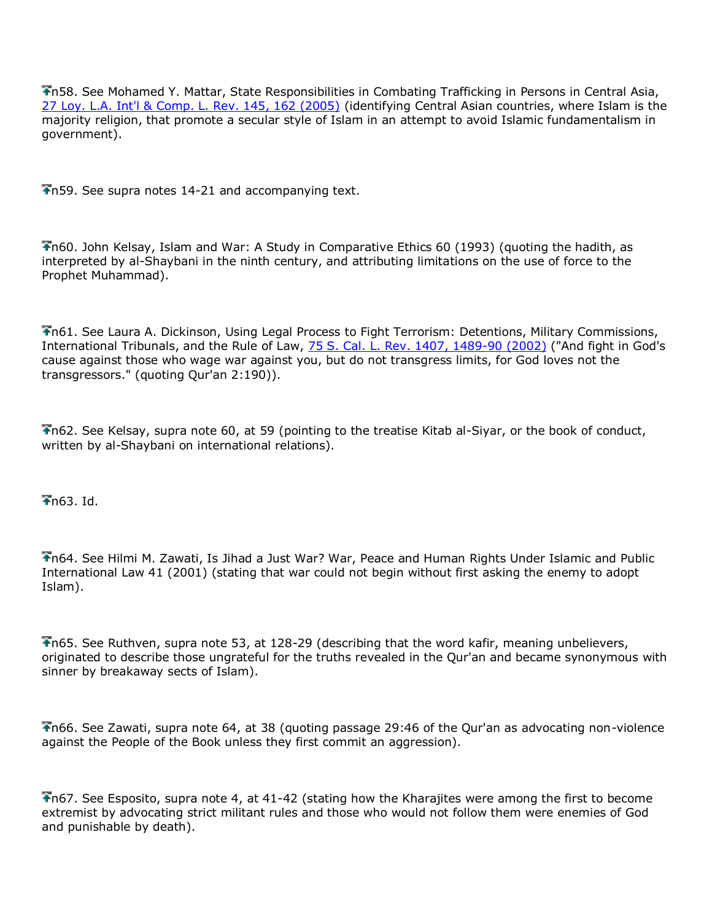n58. See Mohamed Y. Mattar, State Responsibilities in Combating Trafficking in Persons in Central Asia, 27 Loy. L.A. Int'l & Comp. L. Rev. 145, 162 (2005) (identifying Central Asian countries, where Islam is the majority religion, that promote a secular style of Islam in an attempt to avoid Islamic fundamentalism in government).

n59. See supra notes 14-21 and accompanying text.

n60. John Kelsay, Islam and War: A Study in Comparative Ethics 60 (1993) (quoting the hadith, as interpreted by al-Shaybani in the ninth century, and attributing limitations on the use of force to the Prophet Muhammad).

n61. See Laura A. Dickinson, Using Legal Process to Fight Terrorism: Detentions, Military Commissions, International Tribunals, and the Rule of Law, 75 S. Cal. L. Rev. 1407, 1489-90 (2002) ("And fight in God's cause against those who wage war against you, but do not transgress limits, for God loves not the transgressors." (quoting Qur'an 2:190)).

n62. See Kelsay, supra note 60, at 59 (pointing to the treatise Kitab al-Siyar, or the book of conduct, written by al-Shaybani on international relations).

n63. Id.

n64. See Hilmi M. Zawati, Is Jihad a Just War? War, Peace and Human Rights Under Islamic and Public International Law 41 (2001) (stating that war could not begin without first asking the enemy to adopt Islam).

n65. See Ruthven, supra note 53, at 128-29 (describing that the word kafir, meaning unbelievers, originated to describe those ungrateful for the truths revealed in the Qur'an and became synonymous with sinner by breakaway sects of Islam).

n66. See Zawati, supra note 64, at 38 (quoting passage 29:46 of the Qur'an as advocating non-violence against the People of the Book unless they first commit an aggression).

n67. See Esposito, supra note 4, at 41-42 (stating how the Kharajites were among the first to become extremist by advocating strict militant rules and those who would not follow them were enemies of God and punishable by death).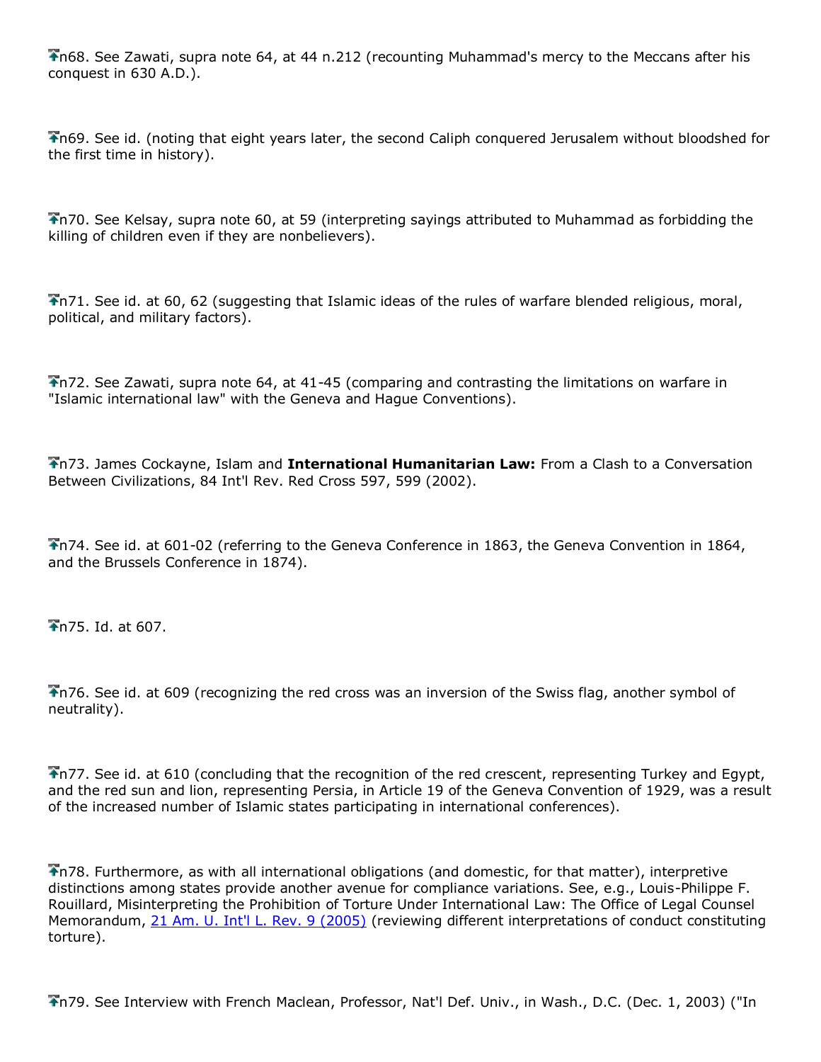n68. See Zawati, supra note 64, at 44 n.212 (recounting Muhammad's mercy to the Meccans after his conquest in 630 A.D.).

n69. See id. (noting that eight years later, the second Caliph conquered Jerusalem without bloodshed for the first time in history).

n70. See Kelsay, supra note 60, at 59 (interpreting sayings attributed to Muhammad as forbidding the killing of children even if they are nonbelievers).

n71. See id. at 60, 62 (suggesting that Islamic ideas of the rules of warfare blended religious, moral, political, and military factors).

n72. See Zawati, supra note 64, at 41-45 (comparing and contrasting the limitations on warfare in "Islamic international law" with the Geneva and Hague Conventions).

n73. James Cockayne, Islam and **International Humanitarian Law:** From a Clash to a Conversation Between Civilizations, 84 Int'l Rev. Red Cross 597, 599 (2002).

n74. See id. at 601-02 (referring to the Geneva Conference in 1863, the Geneva Convention in 1864, and the Brussels Conference in 1874).

n75. Id. at 607.

n76. See id. at 609 (recognizing the red cross was an inversion of the Swiss flag, another symbol of neutrality).

n77. See id. at 610 (concluding that the recognition of the red crescent, representing Turkey and Egypt, and the red sun and lion, representing Persia, in Article 19 of the Geneva Convention of 1929, was a result of the increased number of Islamic states participating in international conferences).

n78. Furthermore, as with all international obligations (and domestic, for that matter), interpretive distinctions among states provide another avenue for compliance variations. See, e.g., Louis-Philippe F. Rouillard, Misinterpreting the Prohibition of Torture Under International Law: The Office of Legal Counsel Memorandum, 21 Am. U. Int'l L. Rev. 9 (2005) (reviewing different interpretations of conduct constituting torture).

n79. See Interview with French Maclean, Professor, Nat'l Def. Univ., in Wash., D.C. (Dec. 1, 2003) ("In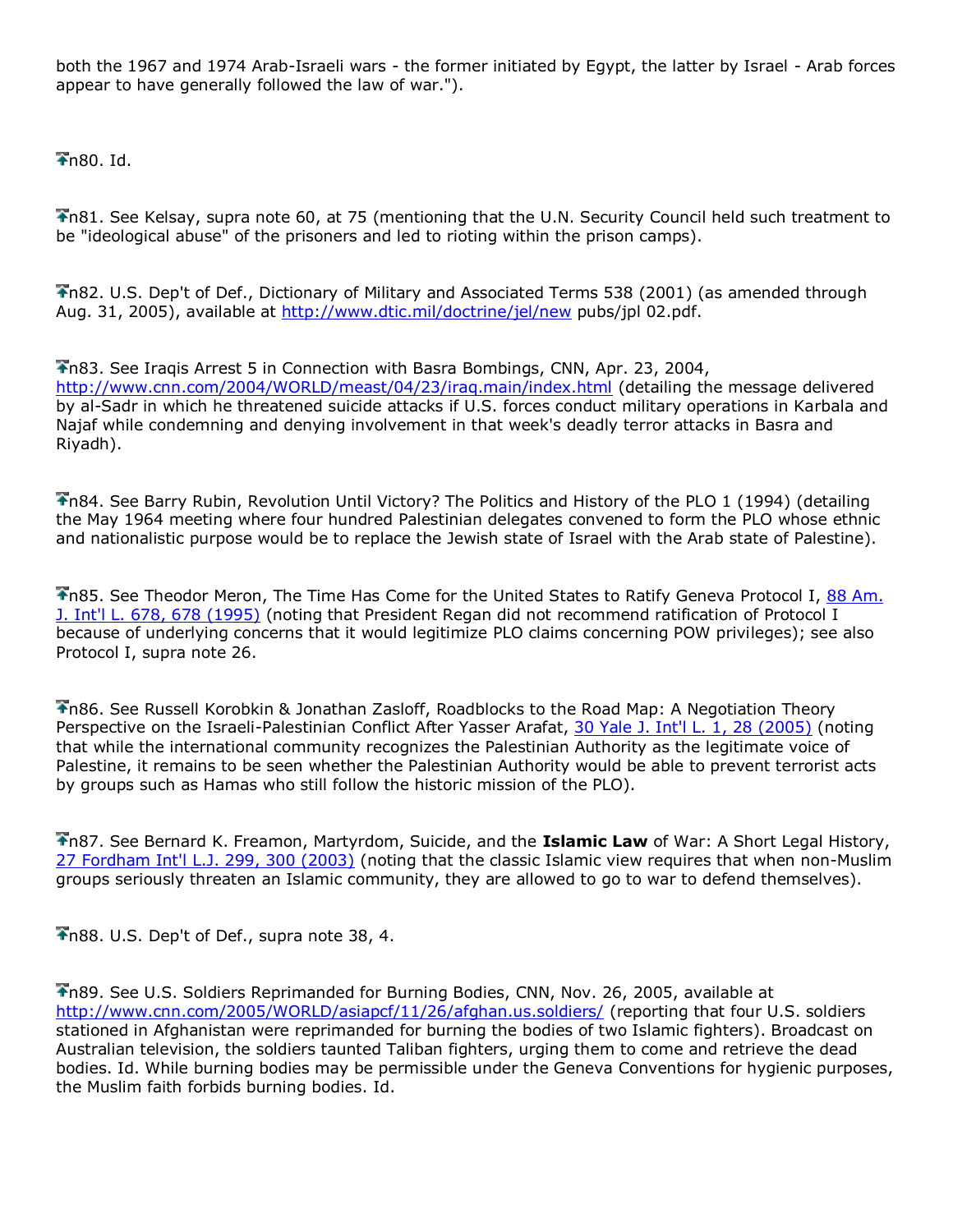both the 1967 and 1974 Arab-Israeli wars - the former initiated by Egypt, the latter by Israel - Arab forces appear to have generally followed the law of war.").

n80. Id.

n81. See Kelsay, supra note 60, at 75 (mentioning that the U.N. Security Council held such treatment to be "ideological abuse" of the prisoners and led to rioting within the prison camps).

n82. U.S. Dep't of Def., Dictionary of Military and Associated Terms 538 (2001) (as amended through Aug. 31, 2005), available at http://www.dtic.mil/doctrine/jel/new pubs/jpl 02.pdf.

n83. See Iraqis Arrest 5 in Connection with Basra Bombings, CNN, Apr. 23, 2004, http://www.cnn.com/2004/WORLD/meast/04/23/iraq.main/index.html (detailing the message delivered by al-Sadr in which he threatened suicide attacks if U.S. forces conduct military operations in Karbala and Najaf while condemning and denying involvement in that week's deadly terror attacks in Basra and Riyadh).

n84. See Barry Rubin, Revolution Until Victory? The Politics and History of the PLO 1 (1994) (detailing the May 1964 meeting where four hundred Palestinian delegates convened to form the PLO whose ethnic and nationalistic purpose would be to replace the Jewish state of Israel with the Arab state of Palestine).

n85. See Theodor Meron, The Time Has Come for the United States to Ratify Geneva Protocol I, 88 Am. J. Int'l L. 678, 678 (1995) (noting that President Regan did not recommend ratification of Protocol I because of underlying concerns that it would legitimize PLO claims concerning POW privileges); see also Protocol I, supra note 26.

n86. See Russell Korobkin & Jonathan Zasloff, Roadblocks to the Road Map: A Negotiation Theory Perspective on the Israeli-Palestinian Conflict After Yasser Arafat, 30 Yale J. Int'l L. 1, 28 (2005) (noting that while the international community recognizes the Palestinian Authority as the legitimate voice of Palestine, it remains to be seen whether the Palestinian Authority would be able to prevent terrorist acts by groups such as Hamas who still follow the historic mission of the PLO).

n87. See Bernard K. Freamon, Martyrdom, Suicide, and the **Islamic Law** of War: A Short Legal History, 27 Fordham Int'l L.J. 299, 300 (2003) (noting that the classic Islamic view requires that when non-Muslim groups seriously threaten an Islamic community, they are allowed to go to war to defend themselves).

n88. U.S. Dep't of Def., supra note 38, 4.

n89. See U.S. Soldiers Reprimanded for Burning Bodies, CNN, Nov. 26, 2005, available at http://www.cnn.com/2005/WORLD/asiapcf/11/26/afghan.us.soldiers/ (reporting that four U.S. soldiers stationed in Afghanistan were reprimanded for burning the bodies of two Islamic fighters). Broadcast on Australian television, the soldiers taunted Taliban fighters, urging them to come and retrieve the dead bodies. Id. While burning bodies may be permissible under the Geneva Conventions for hygienic purposes, the Muslim faith forbids burning bodies. Id.